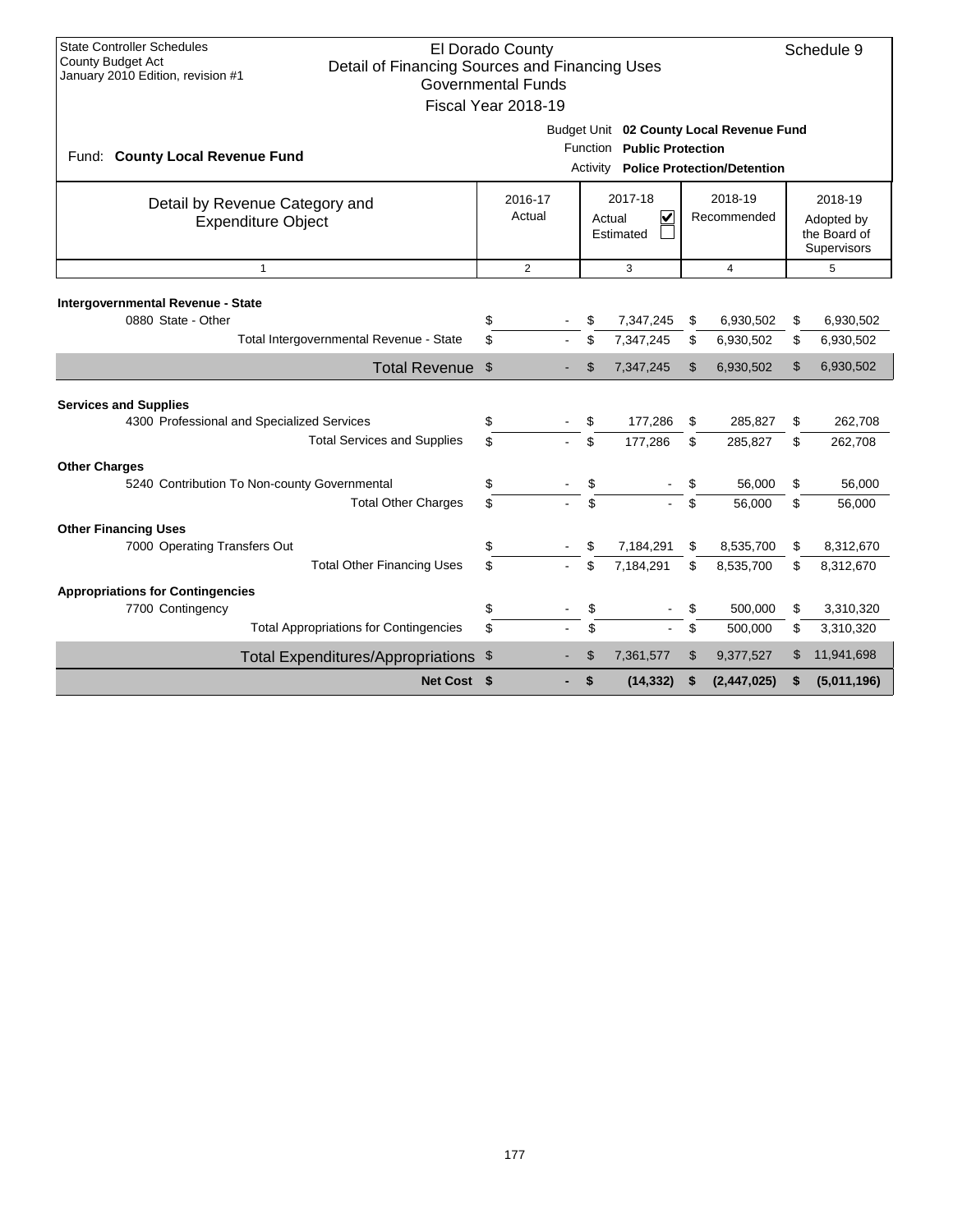State Controller Schedules
County Budget Act
January 2010 Edition, revision #1

# El Dorado County
## Detail of Financing Sources and Financing Uses
### Governmental Funds
### Fiscal Year 2018-19

Schedule 9

Fund: **County Local Revenue Fund**

Budget Unit **02 County Local Revenue Fund**
Function **Public Protection**
Activity **Police Protection/Detention**

| Detail by Revenue Category and Expenditure Object | 2016-17 Actual | 2017-18 Actual ☑ Estimated ☐ | 2018-19 Recommended | 2018-19 Adopted by the Board of Supervisors |
|---|---|---|---|---|
| 1 | 2 | 3 | 4 | 5 |
| **Intergovernmental Revenue - State** | | | | |
| 0880 State - Other | $ - | $ 7,347,245 | $ 6,930,502 | $ 6,930,502 |
| Total Intergovernmental Revenue - State | $ - | $ 7,347,245 | $ 6,930,502 | $ 6,930,502 |
| Total Revenue | $ - | $ 7,347,245 | $ 6,930,502 | $ 6,930,502 |
| **Services and Supplies** | | | | |
| 4300 Professional and Specialized Services | $ - | $ 177,286 | $ 285,827 | $ 262,708 |
| Total Services and Supplies | $ - | $ 177,286 | $ 285,827 | $ 262,708 |
| **Other Charges** | | | | |
| 5240 Contribution To Non-county Governmental | $ - | $ - | $ 56,000 | $ 56,000 |
| Total Other Charges | $ - | $ - | $ 56,000 | $ 56,000 |
| **Other Financing Uses** | | | | |
| 7000 Operating Transfers Out | $ - | $ 7,184,291 | $ 8,535,700 | $ 8,312,670 |
| Total Other Financing Uses | $ - | $ 7,184,291 | $ 8,535,700 | $ 8,312,670 |
| **Appropriations for Contingencies** | | | | |
| 7700 Contingency | $ - | $ - | $ 500,000 | $ 3,310,320 |
| Total Appropriations for Contingencies | $ - | $ - | $ 500,000 | $ 3,310,320 |
| Total Expenditures/Appropriations | $ - | $ 7,361,577 | $ 9,377,527 | $ 11,941,698 |
| **Net Cost** | **$ -** | **$ (14,332)** | **$ (2,447,025)** | **$ (5,011,196)** |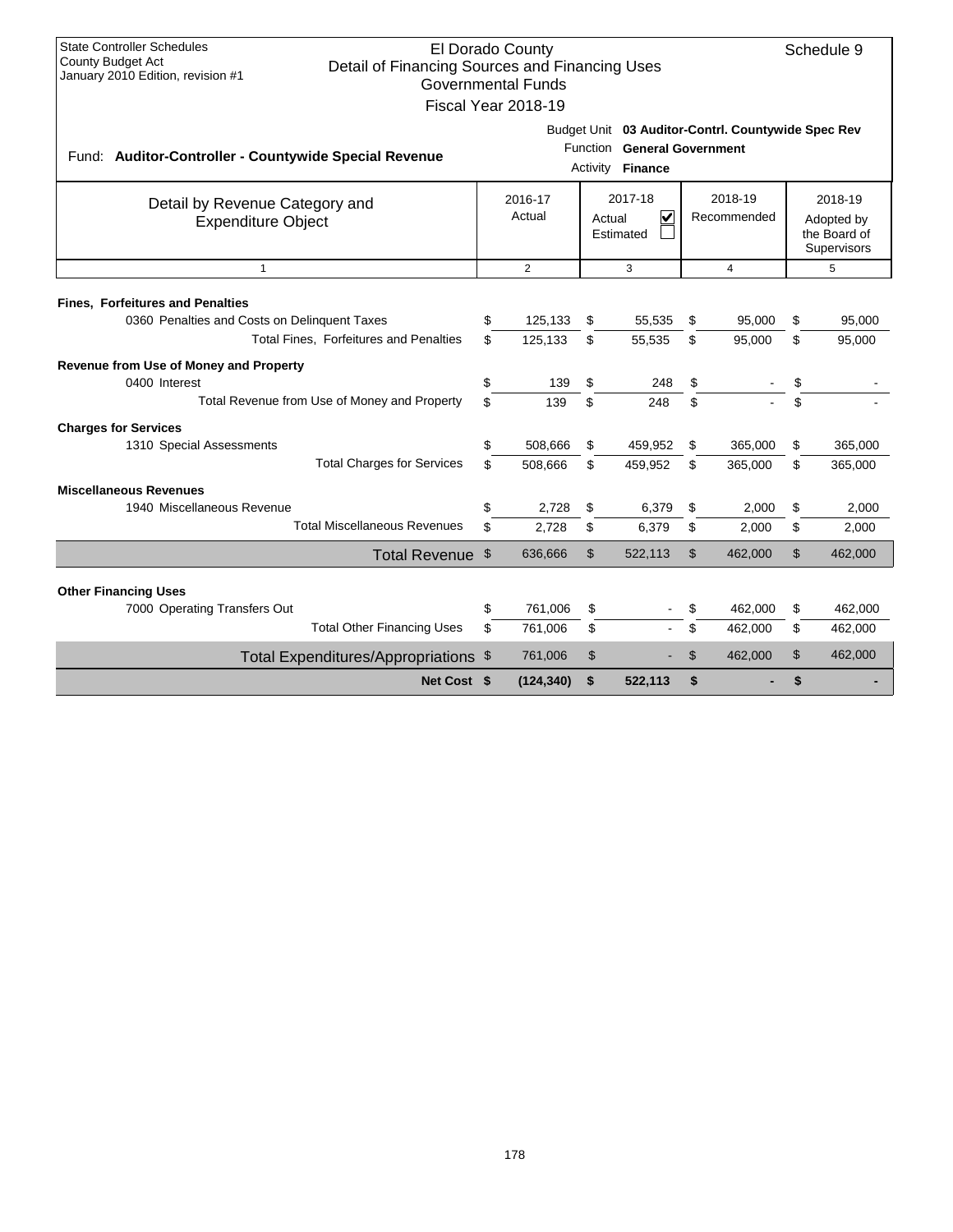State Controller Schedules
County Budget Act
January 2010 Edition, revision #1

# El Dorado County
## Detail of Financing Sources and Financing Uses
### Governmental Funds
### Fiscal Year 2018-19

Schedule 9

Fund: **Auditor-Controller - Countywide Special Revenue**

Budget Unit **03 Auditor-Contrl. Countywide Spec Rev**
Function **General Government**
Activity **Finance**

| Detail by Revenue Category and Expenditure Object | 2016-17 Actual | 2017-18 Actual ☑ Estimated ☐ | 2018-19 Recommended | 2018-19 Adopted by the Board of Supervisors |
|---|---|---|---|---|
| 1 | 2 | 3 | 4 | 5 |
| **Fines, Forfeitures and Penalties** | | | | |
| 0360 Penalties and Costs on Delinquent Taxes | $ 125,133 | $ 55,535 | $ 95,000 | $ 95,000 |
| Total Fines, Forfeitures and Penalties | $ 125,133 | $ 55,535 | $ 95,000 | $ 95,000 |
| **Revenue from Use of Money and Property** | | | | |
| 0400 Interest | $ 139 | $ 248 | $ - | $ - |
| Total Revenue from Use of Money and Property | $ 139 | $ 248 | $ - | $ - |
| **Charges for Services** | | | | |
| 1310 Special Assessments | $ 508,666 | $ 459,952 | $ 365,000 | $ 365,000 |
| Total Charges for Services | $ 508,666 | $ 459,952 | $ 365,000 | $ 365,000 |
| **Miscellaneous Revenues** | | | | |
| 1940 Miscellaneous Revenue | $ 2,728 | $ 6,379 | $ 2,000 | $ 2,000 |
| Total Miscellaneous Revenues | $ 2,728 | $ 6,379 | $ 2,000 | $ 2,000 |
| Total Revenue | $ 636,666 | $ 522,113 | $ 462,000 | $ 462,000 |
| **Other Financing Uses** | | | | |
| 7000 Operating Transfers Out | $ 761,006 | $ - | $ 462,000 | $ 462,000 |
| Total Other Financing Uses | $ 761,006 | $ - | $ 462,000 | $ 462,000 |
| Total Expenditures/Appropriations | $ 761,006 | $ - | $ 462,000 | $ 462,000 |
| **Net Cost** | **$ (124,340)** | **$ 522,113** | **$ -** | **$ -** |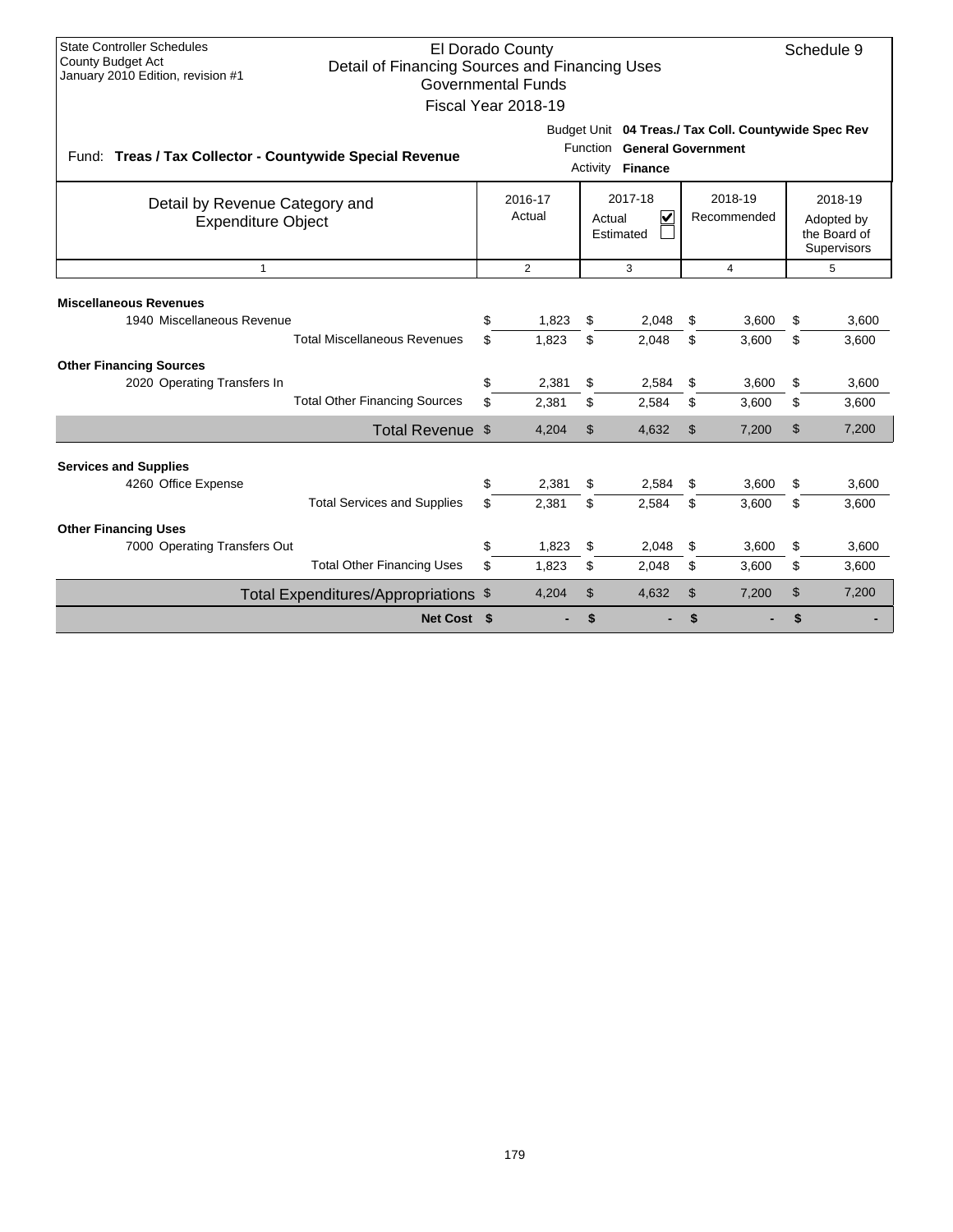State Controller Schedules
County Budget Act
January 2010 Edition, revision #1

# El Dorado County
## Detail of Financing Sources and Financing Uses
### Governmental Funds
### Fiscal Year 2018-19

Schedule 9

Fund: **Treas / Tax Collector - Countywide Special Revenue**

Budget Unit **04 Treas./ Tax Coll. Countywide Spec Rev**
Function **General Government**
Activity **Finance**

| Detail by Revenue Category and Expenditure Object | 2016-17 Actual | 2017-18 Actual ☑ Estimated ☐ | 2018-19 Recommended | 2018-19 Adopted by the Board of Supervisors |
|---|---|---|---|---|
| 1 | 2 | 3 | 4 | 5 |
| **Miscellaneous Revenues** | | | | |
| 1940 Miscellaneous Revenue | $ 1,823 | $ 2,048 | $ 3,600 | $ 3,600 |
| Total Miscellaneous Revenues | $ 1,823 | $ 2,048 | $ 3,600 | $ 3,600 |
| **Other Financing Sources** | | | | |
| 2020 Operating Transfers In | $ 2,381 | $ 2,584 | $ 3,600 | $ 3,600 |
| Total Other Financing Sources | $ 2,381 | $ 2,584 | $ 3,600 | $ 3,600 |
| Total Revenue | $ 4,204 | $ 4,632 | $ 7,200 | $ 7,200 |
| **Services and Supplies** | | | | |
| 4260 Office Expense | $ 2,381 | $ 2,584 | $ 3,600 | $ 3,600 |
| Total Services and Supplies | $ 2,381 | $ 2,584 | $ 3,600 | $ 3,600 |
| **Other Financing Uses** | | | | |
| 7000 Operating Transfers Out | $ 1,823 | $ 2,048 | $ 3,600 | $ 3,600 |
| Total Other Financing Uses | $ 1,823 | $ 2,048 | $ 3,600 | $ 3,600 |
| Total Expenditures/Appropriations | $ 4,204 | $ 4,632 | $ 7,200 | $ 7,200 |
| **Net Cost** | **$ -** | **$ -** | **$ -** | **$ -** |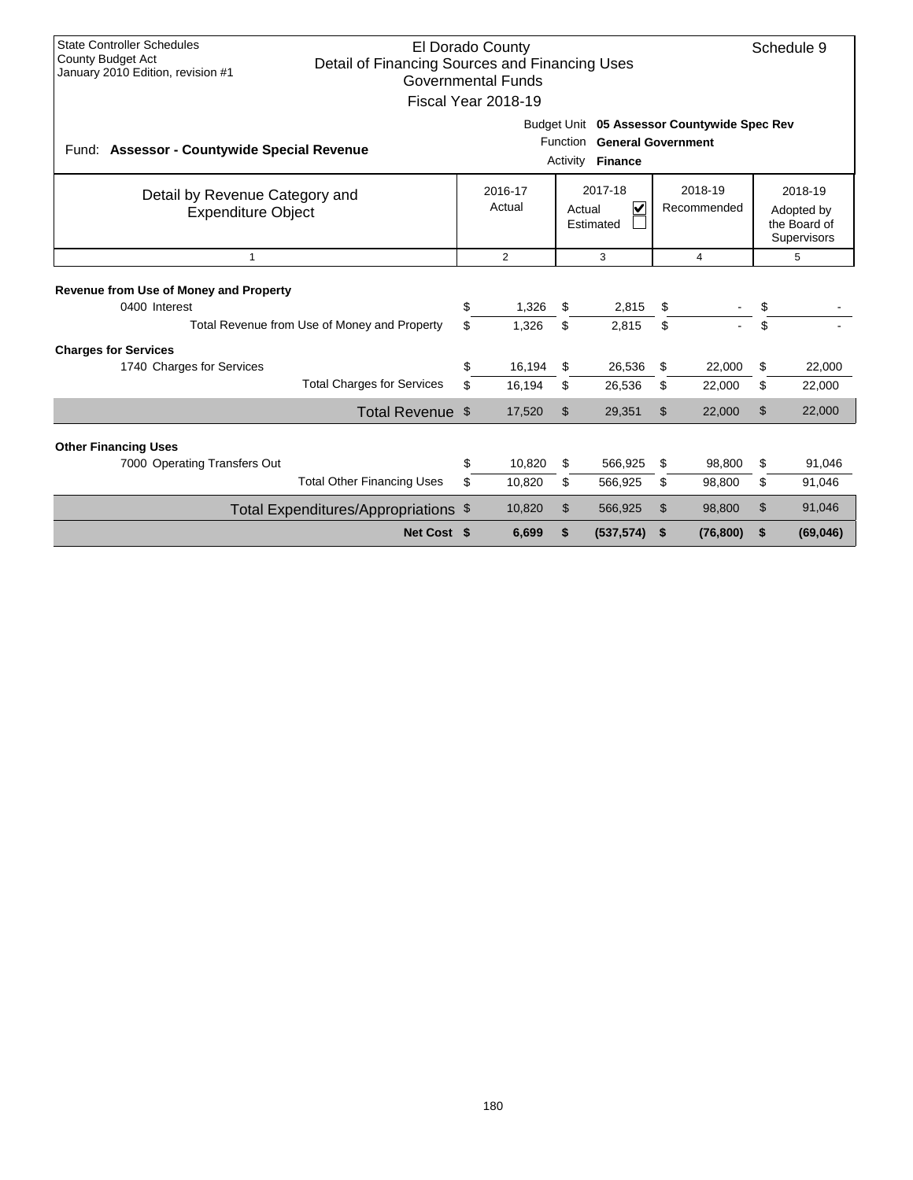State Controller Schedules
County Budget Act
January 2010 Edition, revision #1

# El Dorado County
## Detail of Financing Sources and Financing Uses
### Governmental Funds
### Fiscal Year 2018-19

Schedule 9

Fund: **Assessor - Countywide Special Revenue**

Budget Unit **05 Assessor Countywide Spec Rev**
Function **General Government**
Activity **Finance**

| Detail by Revenue Category and Expenditure Object | 2016-17 Actual | 2017-18 Actual ☑ Estimated ☐ | 2018-19 Recommended | 2018-19 Adopted by the Board of Supervisors |
|---|---|---|---|---|
| 1 | 2 | 3 | 4 | 5 |
| **Revenue from Use of Money and Property** | | | | |
| 0400 Interest | $ 1,326 | $ 2,815 | $ - | $ - |
| Total Revenue from Use of Money and Property | $ 1,326 | $ 2,815 | $ - | $ - |
| **Charges for Services** | | | | |
| 1740 Charges for Services | $ 16,194 | $ 26,536 | $ 22,000 | $ 22,000 |
| Total Charges for Services | $ 16,194 | $ 26,536 | $ 22,000 | $ 22,000 |
| Total Revenue | $ 17,520 | $ 29,351 | $ 22,000 | $ 22,000 |
| **Other Financing Uses** | | | | |
| 7000 Operating Transfers Out | $ 10,820 | $ 566,925 | $ 98,800 | $ 91,046 |
| Total Other Financing Uses | $ 10,820 | $ 566,925 | $ 98,800 | $ 91,046 |
| Total Expenditures/Appropriations | $ 10,820 | $ 566,925 | $ 98,800 | $ 91,046 |
| **Net Cost** | **$ 6,699** | **$ (537,574)** | **$ (76,800)** | **$ (69,046)** |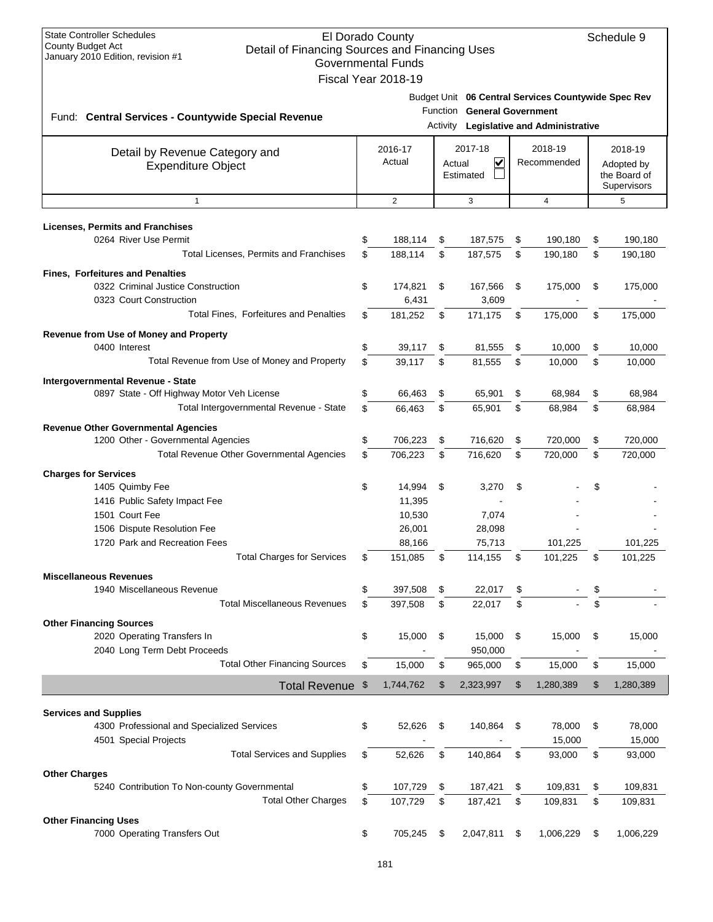State Controller Schedules
County Budget Act
January 2010 Edition, revision #1

El Dorado County
Detail of Financing Sources and Financing Uses
Governmental Funds
Fiscal Year 2018-19

Schedule 9

Fund: **Central Services - Countywide Special Revenue**

Budget Unit **06 Central Services Countywide Spec Rev**
Function **General Government**
Activity **Legislative and Administrative**

| Detail by Revenue Category and Expenditure Object | 2016-17 Actual | 2017-18 Actual ☑ Estimated ☐ | 2018-19 Recommended | 2018-19 Adopted by the Board of Supervisors |
|---|---|---|---|---|
| 1 | 2 | 3 | 4 | 5 |
| **Licenses, Permits and Franchises** | | | | |
| 0264 River Use Permit | $ 188,114 | $ 187,575 | $ 190,180 | $ 190,180 |
| Total Licenses, Permits and Franchises | $ 188,114 | $ 187,575 | $ 190,180 | $ 190,180 |
| **Fines, Forfeitures and Penalties** | | | | |
| 0322 Criminal Justice Construction | $ 174,821 | $ 167,566 | $ 175,000 | $ 175,000 |
| 0323 Court Construction | 6,431 | 3,609 | - | - |
| Total Fines, Forfeitures and Penalties | $ 181,252 | $ 171,175 | $ 175,000 | $ 175,000 |
| **Revenue from Use of Money and Property** | | | | |
| 0400 Interest | $ 39,117 | $ 81,555 | $ 10,000 | $ 10,000 |
| Total Revenue from Use of Money and Property | $ 39,117 | $ 81,555 | $ 10,000 | $ 10,000 |
| **Intergovernmental Revenue - State** | | | | |
| 0897 State - Off Highway Motor Veh License | $ 66,463 | $ 65,901 | $ 68,984 | $ 68,984 |
| Total Intergovernmental Revenue - State | $ 66,463 | $ 65,901 | $ 68,984 | $ 68,984 |
| **Revenue Other Governmental Agencies** | | | | |
| 1200 Other - Governmental Agencies | $ 706,223 | $ 716,620 | $ 720,000 | $ 720,000 |
| Total Revenue Other Governmental Agencies | $ 706,223 | $ 716,620 | $ 720,000 | $ 720,000 |
| **Charges for Services** | | | | |
| 1405 Quimby Fee | $ 14,994 | $ 3,270 | $ - | $ - |
| 1416 Public Safety Impact Fee | 11,395 | - | - | - |
| 1501 Court Fee | 10,530 | 7,074 | - | - |
| 1506 Dispute Resolution Fee | 26,001 | 28,098 | - | - |
| 1720 Park and Recreation Fees | 88,166 | 75,713 | 101,225 | 101,225 |
| Total Charges for Services | $ 151,085 | $ 114,155 | $ 101,225 | $ 101,225 |
| **Miscellaneous Revenues** | | | | |
| 1940 Miscellaneous Revenue | $ 397,508 | $ 22,017 | $ - | $ - |
| Total Miscellaneous Revenues | $ 397,508 | $ 22,017 | $ - | $ - |
| **Other Financing Sources** | | | | |
| 2020 Operating Transfers In | $ 15,000 | $ 15,000 | $ 15,000 | $ 15,000 |
| 2040 Long Term Debt Proceeds | - | 950,000 | - | - |
| Total Other Financing Sources | $ 15,000 | $ 965,000 | $ 15,000 | $ 15,000 |
| **Total Revenue** | $ 1,744,762 | $ 2,323,997 | $ 1,280,389 | $ 1,280,389 |
| **Services and Supplies** | | | | |
| 4300 Professional and Specialized Services | $ 52,626 | $ 140,864 | $ 78,000 | $ 78,000 |
| 4501 Special Projects | - | - | 15,000 | 15,000 |
| Total Services and Supplies | $ 52,626 | $ 140,864 | $ 93,000 | $ 93,000 |
| **Other Charges** | | | | |
| 5240 Contribution To Non-county Governmental | $ 107,729 | $ 187,421 | $ 109,831 | $ 109,831 |
| Total Other Charges | $ 107,729 | $ 187,421 | $ 109,831 | $ 109,831 |
| **Other Financing Uses** | | | | |
| 7000 Operating Transfers Out | $ 705,245 | $ 2,047,811 | $ 1,006,229 | $ 1,006,229 |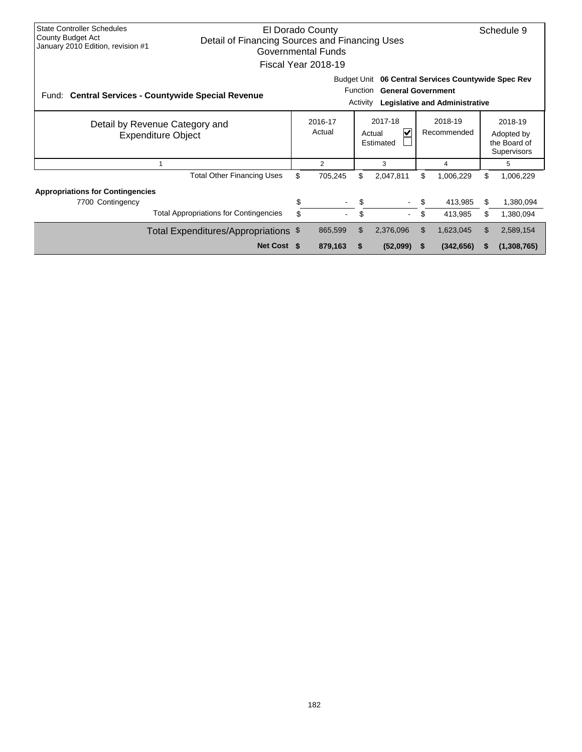State Controller Schedules
County Budget Act
January 2010 Edition, revision #1

El Dorado County
Detail of Financing Sources and Financing Uses
Governmental Funds
Fiscal Year 2018-19

Schedule 9

Fund: **Central Services - Countywide Special Revenue**

Budget Unit **06 Central Services Countywide Spec Rev**
Function **General Government**
Activity **Legislative and Administrative**

| Detail by Revenue Category and Expenditure Object | 2016-17 Actual | 2017-18 Actual ☑ Estimated ☐ | 2018-19 Recommended | 2018-19 Adopted by the Board of Supervisors |
|---|---|---|---|---|
| 1 | 2 | 3 | 4 | 5 |
| Total Other Financing Uses | $ 705,245 | $ 2,047,811 | $ 1,006,229 | $ 1,006,229 |
| **Appropriations for Contingencies** | | | | |
| 7700 Contingency | $ - | $ - | $ 413,985 | $ 1,380,094 |
| Total Appropriations for Contingencies | $ - | $ - | $ 413,985 | $ 1,380,094 |
| Total Expenditures/Appropriations | $ 865,599 | $ 2,376,096 | $ 1,623,045 | $ 2,589,154 |
| **Net Cost** | **$ 879,163** | **$ (52,099)** | **$ (342,656)** | **$ (1,308,765)** |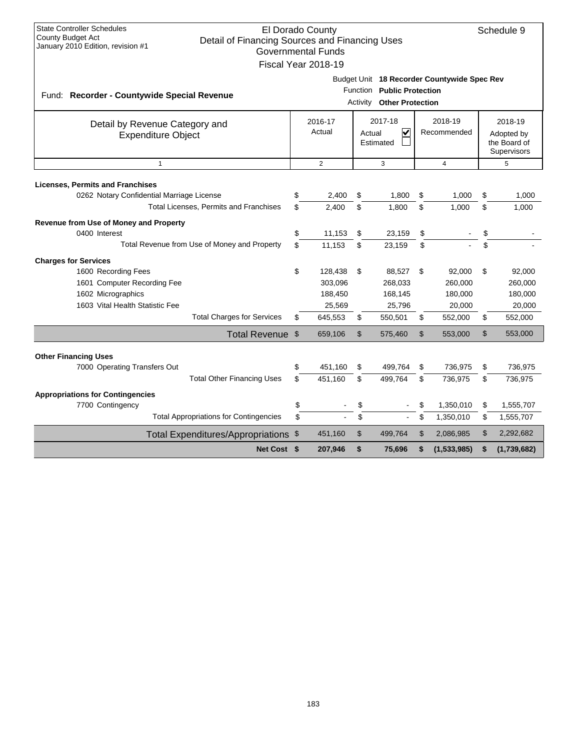State Controller Schedules
County Budget Act
January 2010 Edition, revision #1

# El Dorado County
## Detail of Financing Sources and Financing Uses
### Governmental Funds
### Fiscal Year 2018-19

Schedule 9

Fund: **Recorder - Countywide Special Revenue**

Budget Unit **18 Recorder Countywide Spec Rev**
Function **Public Protection**
Activity **Other Protection**

| Detail by Revenue Category and Expenditure Object | 2016-17 Actual | 2017-18 Actual ☑ Estimated ☐ | 2018-19 Recommended | 2018-19 Adopted by the Board of Supervisors |
|---|---|---|---|---|
| 1 | 2 | 3 | 4 | 5 |
| **Licenses, Permits and Franchises** | | | | |
| 0262 Notary Confidential Marriage License | $ 2,400 | $ 1,800 | $ 1,000 | $ 1,000 |
| Total Licenses, Permits and Franchises | $ 2,400 | $ 1,800 | $ 1,000 | $ 1,000 |
| **Revenue from Use of Money and Property** | | | | |
| 0400 Interest | $ 11,153 | $ 23,159 | $ - | $ - |
| Total Revenue from Use of Money and Property | $ 11,153 | $ 23,159 | $ - | $ - |
| **Charges for Services** | | | | |
| 1600 Recording Fees | $ 128,438 | $ 88,527 | $ 92,000 | $ 92,000 |
| 1601 Computer Recording Fee | 303,096 | 268,033 | 260,000 | 260,000 |
| 1602 Micrographics | 188,450 | 168,145 | 180,000 | 180,000 |
| 1603 Vital Health Statistic Fee | 25,569 | 25,796 | 20,000 | 20,000 |
| Total Charges for Services | $ 645,553 | $ 550,501 | $ 552,000 | $ 552,000 |
| Total Revenue | $ 659,106 | $ 575,460 | $ 553,000 | $ 553,000 |
| **Other Financing Uses** | | | | |
| 7000 Operating Transfers Out | $ 451,160 | $ 499,764 | $ 736,975 | $ 736,975 |
| Total Other Financing Uses | $ 451,160 | $ 499,764 | $ 736,975 | $ 736,975 |
| **Appropriations for Contingencies** | | | | |
| 7700 Contingency | $ - | $ - | $ 1,350,010 | $ 1,555,707 |
| Total Appropriations for Contingencies | $ - | $ - | $ 1,350,010 | $ 1,555,707 |
| Total Expenditures/Appropriations | $ 451,160 | $ 499,764 | $ 2,086,985 | $ 2,292,682 |
| **Net Cost** | **$ 207,946** | **$ 75,696** | **$ (1,533,985)** | **$ (1,739,682)** |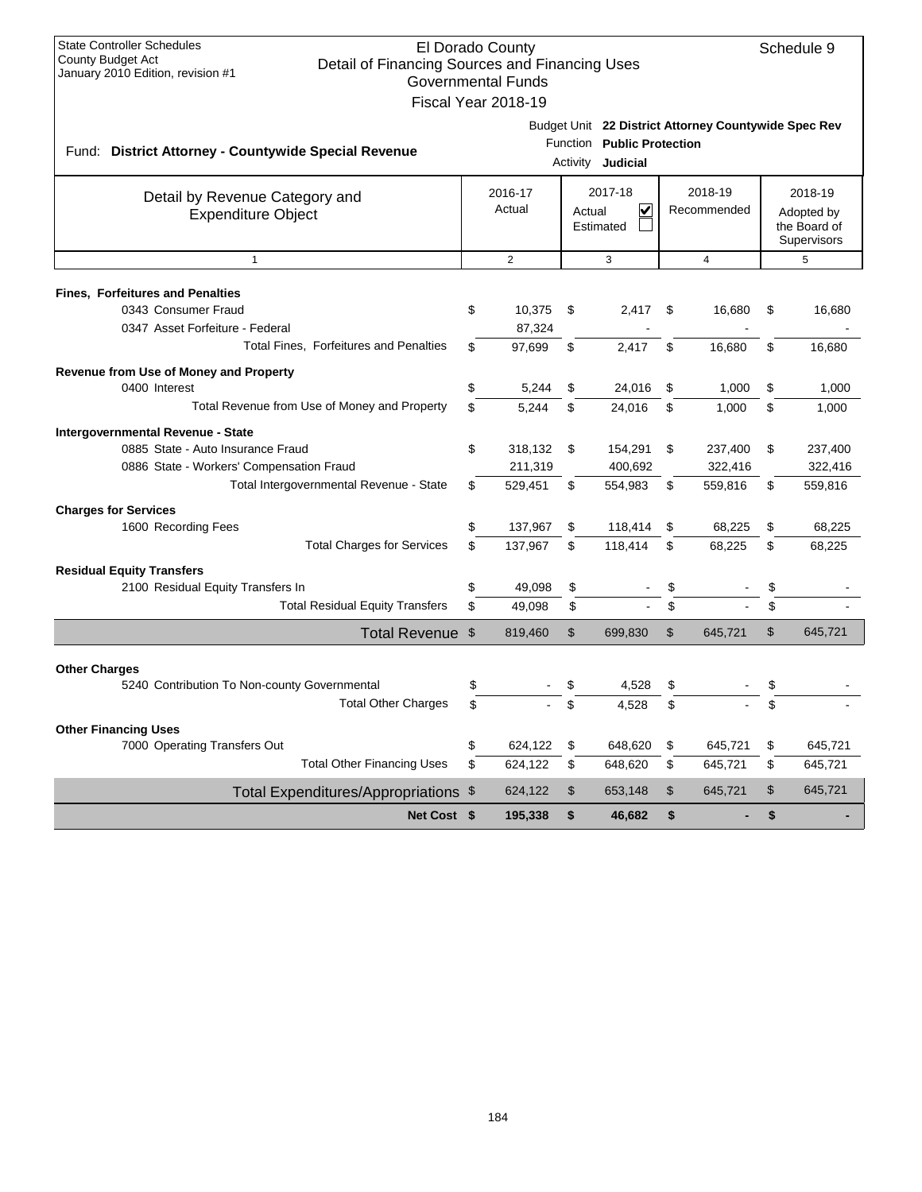State Controller Schedules
County Budget Act
January 2010 Edition, revision #1

# El Dorado County
## Detail of Financing Sources and Financing Uses
### Governmental Funds
### Fiscal Year 2018-19

Schedule 9

Fund: **District Attorney - Countywide Special Revenue**

Budget Unit **22 District Attorney Countywide Spec Rev**
Function **Public Protection**
Activity **Judicial**

| Detail by Revenue Category and Expenditure Object | 2016-17 Actual | 2017-18 Actual ☑ Estimated ☐ | 2018-19 Recommended | 2018-19 Adopted by the Board of Supervisors |
|---|---|---|---|---|
| 1 | 2 | 3 | 4 | 5 |
| **Fines, Forfeitures and Penalties** | | | | |
| 0343 Consumer Fraud | $ 10,375 | $ 2,417 | $ 16,680 | $ 16,680 |
| 0347 Asset Forfeiture - Federal | 87,324 | - | - | - |
| Total Fines, Forfeitures and Penalties | $ 97,699 | $ 2,417 | $ 16,680 | $ 16,680 |
| **Revenue from Use of Money and Property** | | | | |
| 0400 Interest | $ 5,244 | $ 24,016 | $ 1,000 | $ 1,000 |
| Total Revenue from Use of Money and Property | $ 5,244 | $ 24,016 | $ 1,000 | $ 1,000 |
| **Intergovernmental Revenue - State** | | | | |
| 0885 State - Auto Insurance Fraud | $ 318,132 | $ 154,291 | $ 237,400 | $ 237,400 |
| 0886 State - Workers' Compensation Fraud | 211,319 | 400,692 | 322,416 | 322,416 |
| Total Intergovernmental Revenue - State | $ 529,451 | $ 554,983 | $ 559,816 | $ 559,816 |
| **Charges for Services** | | | | |
| 1600 Recording Fees | $ 137,967 | $ 118,414 | $ 68,225 | $ 68,225 |
| Total Charges for Services | $ 137,967 | $ 118,414 | $ 68,225 | $ 68,225 |
| **Residual Equity Transfers** | | | | |
| 2100 Residual Equity Transfers In | $ 49,098 | $ - | $ - | $ - |
| Total Residual Equity Transfers | $ 49,098 | $ - | $ - | $ - |
| Total Revenue | $ 819,460 | $ 699,830 | $ 645,721 | $ 645,721 |
| **Other Charges** | | | | |
| 5240 Contribution To Non-county Governmental | $ - | $ 4,528 | $ - | $ - |
| Total Other Charges | $ - | $ 4,528 | $ - | $ - |
| **Other Financing Uses** | | | | |
| 7000 Operating Transfers Out | $ 624,122 | $ 648,620 | $ 645,721 | $ 645,721 |
| Total Other Financing Uses | $ 624,122 | $ 648,620 | $ 645,721 | $ 645,721 |
| Total Expenditures/Appropriations | $ 624,122 | $ 653,148 | $ 645,721 | $ 645,721 |
| **Net Cost** | **$ 195,338** | **$ 46,682** | **$ -** | **$ -** |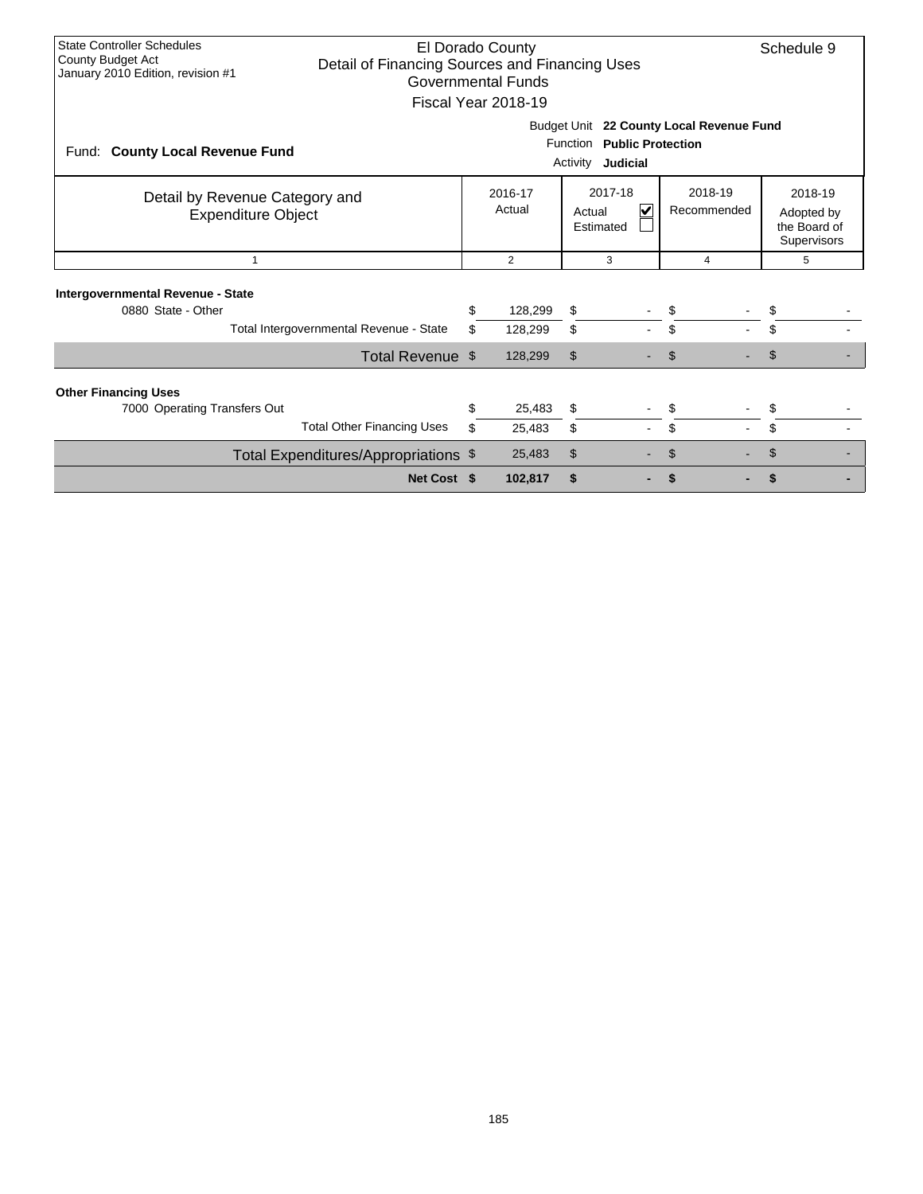State Controller Schedules
County Budget Act
January 2010 Edition, revision #1

# El Dorado County
## Detail of Financing Sources and Financing Uses
## Governmental Funds
## Fiscal Year 2018-19

Schedule 9

Fund: **County Local Revenue Fund**

Budget Unit **22 County Local Revenue Fund**
Function **Public Protection**
Activity **Judicial**

| Detail by Revenue Category and Expenditure Object | 2016-17 Actual | 2017-18 Actual ☑ Estimated ☐ | 2018-19 Recommended | 2018-19 Adopted by the Board of Supervisors |
|---|---|---|---|---|
| 1 | 2 | 3 | 4 | 5 |
| **Intergovernmental Revenue - State** | | | | |
| 0880 State - Other | $ 128,299 | $ - | $ - | $ - |
| Total Intergovernmental Revenue - State | $ 128,299 | $ - | $ - | $ - |
| Total Revenue | $ 128,299 | $ - | $ - | $ - |
| **Other Financing Uses** | | | | |
| 7000 Operating Transfers Out | $ 25,483 | $ - | $ - | $ - |
| Total Other Financing Uses | $ 25,483 | $ - | $ - | $ - |
| Total Expenditures/Appropriations | $ 25,483 | $ - | $ - | $ - |
| **Net Cost** | **$ 102,817** | **$ -** | **$ -** | **$ -** |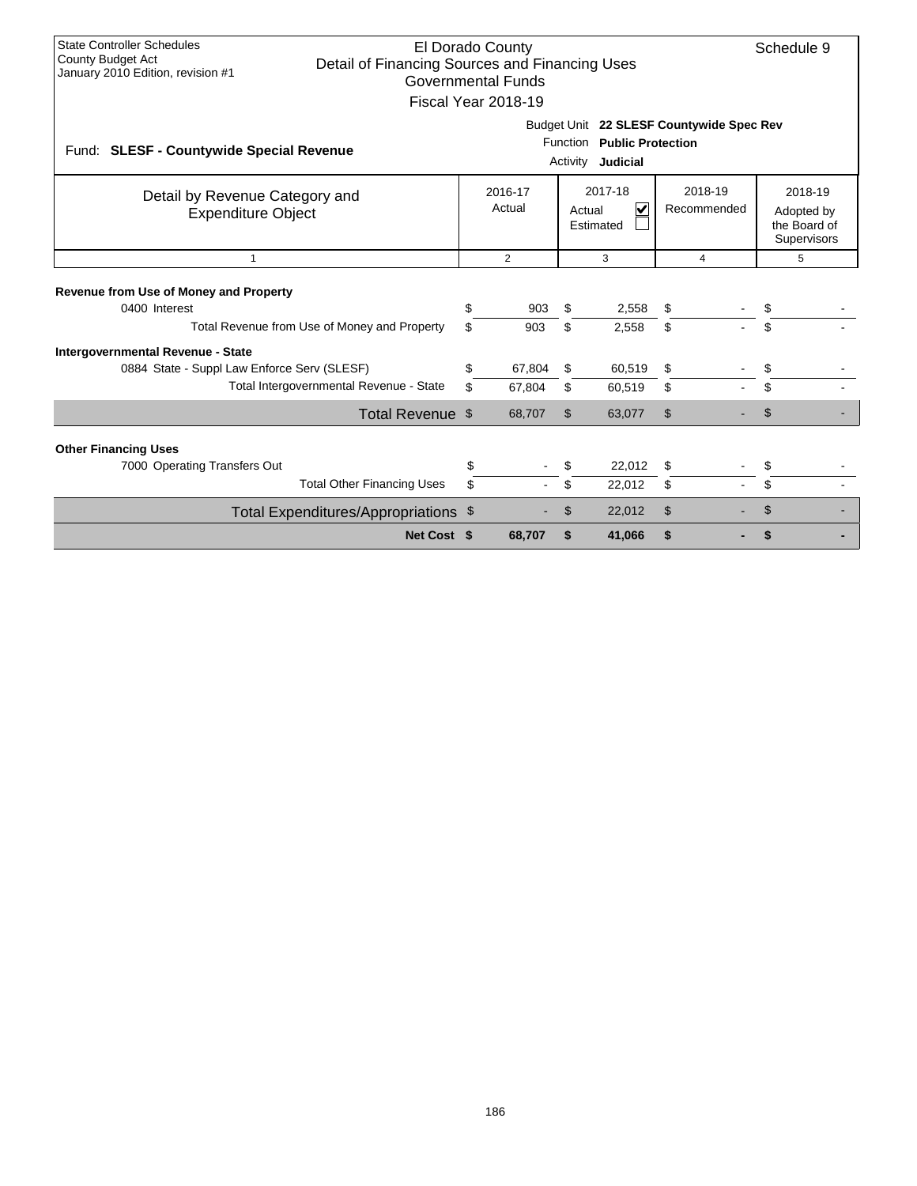State Controller Schedules
County Budget Act
January 2010 Edition, revision #1

# El Dorado County
## Detail of Financing Sources and Financing Uses
### Governmental Funds
### Fiscal Year 2018-19

Schedule 9

Fund: **SLESF - Countywide Special Revenue**

Budget Unit **22 SLESF Countywide Spec Rev**
Function **Public Protection**
Activity **Judicial**

| Detail by Revenue Category and Expenditure Object | 2016-17 Actual | 2017-18 Actual ☑ Estimated ☐ | 2018-19 Recommended | 2018-19 Adopted by the Board of Supervisors |
|---|---|---|---|---|
| 1 | 2 | 3 | 4 | 5 |
| **Revenue from Use of Money and Property** | | | | |
| 0400 Interest | $ 903 | $ 2,558 | $ - | $ - |
| Total Revenue from Use of Money and Property | $ 903 | $ 2,558 | $ - | $ - |
| **Intergovernmental Revenue - State** | | | | |
| 0884 State - Suppl Law Enforce Serv (SLESF) | $ 67,804 | $ 60,519 | $ - | $ - |
| Total Intergovernmental Revenue - State | $ 67,804 | $ 60,519 | $ - | $ - |
| Total Revenue | $ 68,707 | $ 63,077 | $ - | $ - |
| **Other Financing Uses** | | | | |
| 7000 Operating Transfers Out | $ - | $ 22,012 | $ - | $ - |
| Total Other Financing Uses | $ - | $ 22,012 | $ - | $ - |
| Total Expenditures/Appropriations | $ - | $ 22,012 | $ - | $ - |
| **Net Cost** | **$ 68,707** | **$ 41,066** | **$ -** | **$ -** |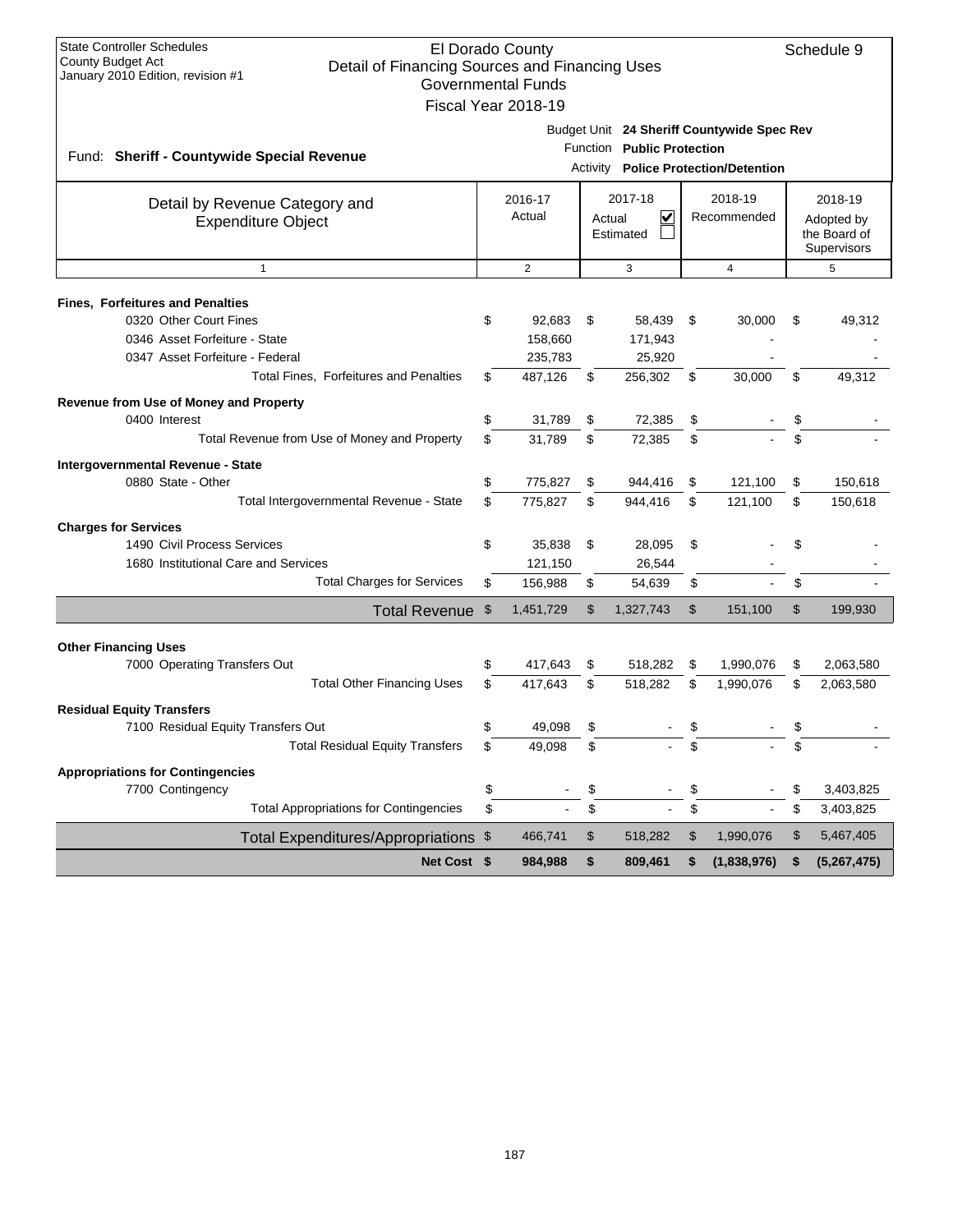State Controller Schedules
County Budget Act
January 2010 Edition, revision #1

# El Dorado County
## Detail of Financing Sources and Financing Uses
### Governmental Funds
### Fiscal Year 2018-19

Schedule 9

Fund: **Sheriff - Countywide Special Revenue**

Budget Unit **24 Sheriff Countywide Spec Rev**
Function **Public Protection**
Activity **Police Protection/Detention**

| Detail by Revenue Category and Expenditure Object | 2016-17 Actual | 2017-18 Actual ☑ Estimated ☐ | 2018-19 Recommended | 2018-19 Adopted by the Board of Supervisors |
|---|---|---|---|---|
| 1 | 2 | 3 | 4 | 5 |
| **Fines, Forfeitures and Penalties** | | | | |
| 0320 Other Court Fines | $ 92,683 | $ 58,439 | $ 30,000 | $ 49,312 |
| 0346 Asset Forfeiture - State | 158,660 | 171,943 | - | - |
| 0347 Asset Forfeiture - Federal | 235,783 | 25,920 | - | - |
| Total Fines, Forfeitures and Penalties | $ 487,126 | $ 256,302 | $ 30,000 | $ 49,312 |
| **Revenue from Use of Money and Property** | | | | |
| 0400 Interest | $ 31,789 | $ 72,385 | $ - | $ - |
| Total Revenue from Use of Money and Property | $ 31,789 | $ 72,385 | $ - | $ - |
| **Intergovernmental Revenue - State** | | | | |
| 0880 State - Other | $ 775,827 | $ 944,416 | $ 121,100 | $ 150,618 |
| Total Intergovernmental Revenue - State | $ 775,827 | $ 944,416 | $ 121,100 | $ 150,618 |
| **Charges for Services** | | | | |
| 1490 Civil Process Services | $ 35,838 | $ 28,095 | $ - | $ - |
| 1680 Institutional Care and Services | 121,150 | 26,544 | - | - |
| Total Charges for Services | $ 156,988 | $ 54,639 | $ - | $ - |
| **Total Revenue** | $ 1,451,729 | $ 1,327,743 | $ 151,100 | $ 199,930 |
| **Other Financing Uses** | | | | |
| 7000 Operating Transfers Out | $ 417,643 | $ 518,282 | $ 1,990,076 | $ 2,063,580 |
| Total Other Financing Uses | $ 417,643 | $ 518,282 | $ 1,990,076 | $ 2,063,580 |
| **Residual Equity Transfers** | | | | |
| 7100 Residual Equity Transfers Out | $ 49,098 | $ - | $ - | $ - |
| Total Residual Equity Transfers | $ 49,098 | $ - | $ - | $ - |
| **Appropriations for Contingencies** | | | | |
| 7700 Contingency | $ - | $ - | $ - | $ 3,403,825 |
| Total Appropriations for Contingencies | $ - | $ - | $ - | $ 3,403,825 |
| **Total Expenditures/Appropriations** | $ 466,741 | $ 518,282 | $ 1,990,076 | $ 5,467,405 |
| **Net Cost** | **$ 984,988** | **$ 809,461** | **$ (1,838,976)** | **$ (5,267,475)** |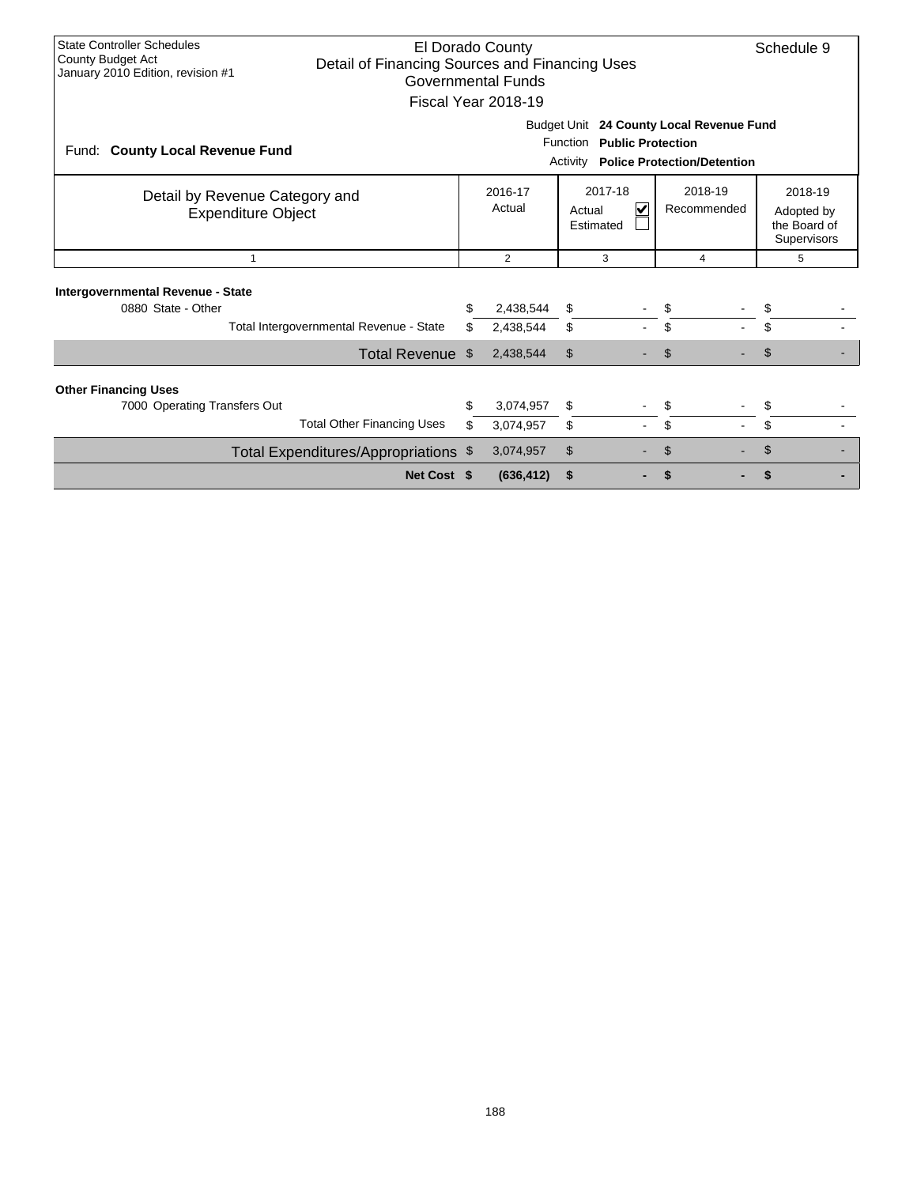State Controller Schedules
County Budget Act
January 2010 Edition, revision #1

# El Dorado County
## Detail of Financing Sources and Financing Uses
### Governmental Funds
### Fiscal Year 2018-19

Schedule 9

Fund: **County Local Revenue Fund**

Budget Unit **24 County Local Revenue Fund**
Function **Public Protection**
Activity **Police Protection/Detention**

| Detail by Revenue Category and Expenditure Object | 2016-17 Actual | 2017-18 Actual ☑ Estimated ☐ | 2018-19 Recommended | 2018-19 Adopted by the Board of Supervisors |
|---|---|---|---|---|
| 1 | 2 | 3 | 4 | 5 |
| **Intergovernmental Revenue - State** | | | | |
| 0880 State - Other | $ 2,438,544 | $ - | $ - | $ - |
| Total Intergovernmental Revenue - State | $ 2,438,544 | $ - | $ - | $ - |
| Total Revenue | $ 2,438,544 | $ - | $ - | $ - |
| **Other Financing Uses** | | | | |
| 7000 Operating Transfers Out | $ 3,074,957 | $ - | $ - | $ - |
| Total Other Financing Uses | $ 3,074,957 | $ - | $ - | $ - |
| Total Expenditures/Appropriations | $ 3,074,957 | $ - | $ - | $ - |
| **Net Cost** | **$ (636,412)** | **$ -** | **$ -** | **$ -** |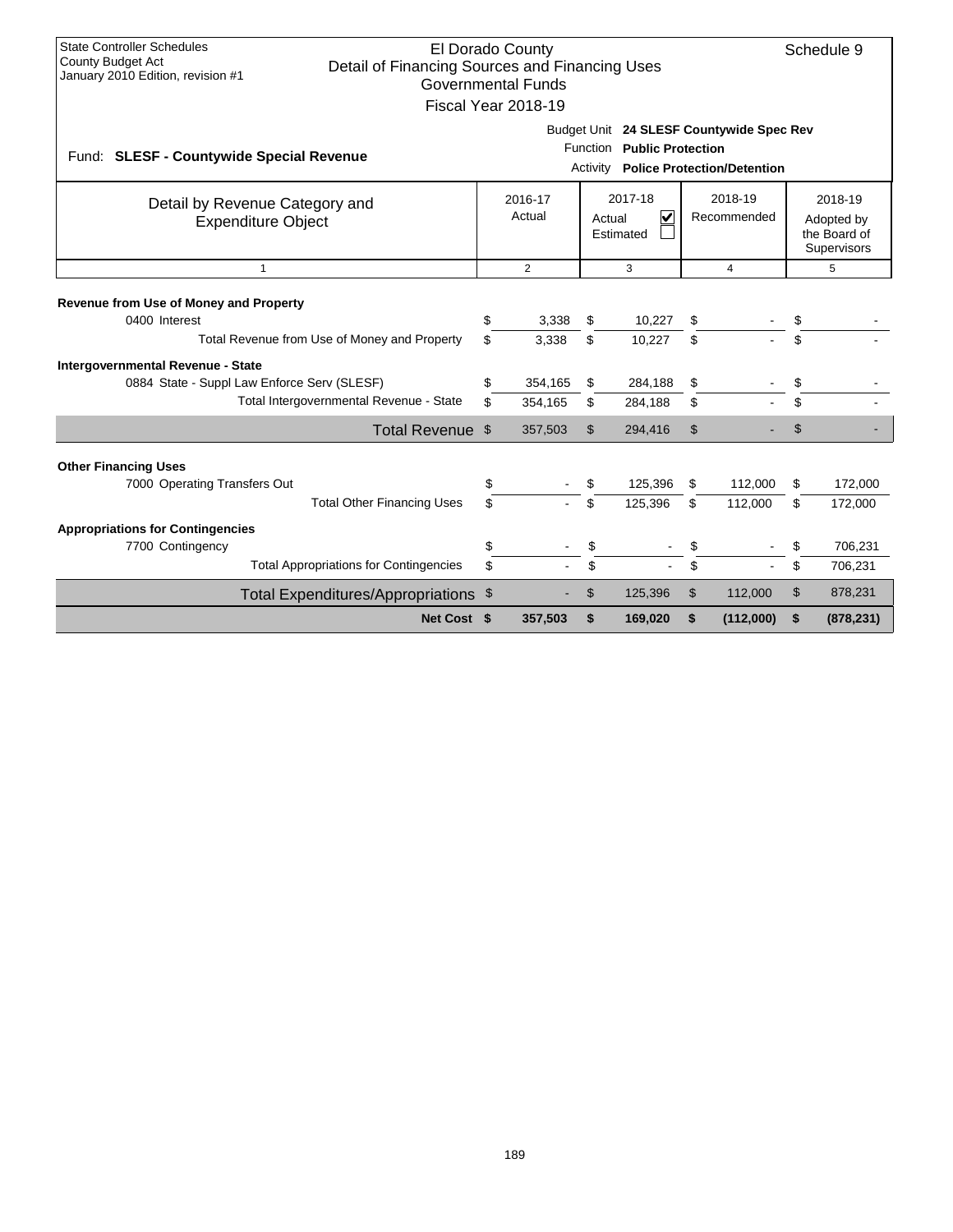State Controller Schedules
County Budget Act
January 2010 Edition, revision #1

# El Dorado County
## Detail of Financing Sources and Financing Uses
### Governmental Funds
### Fiscal Year 2018-19

Schedule 9

Fund: **SLESF - Countywide Special Revenue**

Budget Unit **24 SLESF Countywide Spec Rev**
Function **Public Protection**
Activity **Police Protection/Detention**

| Detail by Revenue Category and Expenditure Object | 2016-17 Actual | 2017-18 Actual ☑ Estimated ☐ | 2018-19 Recommended | 2018-19 Adopted by the Board of Supervisors |
|---|---|---|---|---|
| 1 | 2 | 3 | 4 | 5 |
| **Revenue from Use of Money and Property** | | | | |
| 0400 Interest | $ 3,338 | $ 10,227 | $ - | $ - |
| Total Revenue from Use of Money and Property | $ 3,338 | $ 10,227 | $ - | $ - |
| **Intergovernmental Revenue - State** | | | | |
| 0884 State - Suppl Law Enforce Serv (SLESF) | $ 354,165 | $ 284,188 | $ - | $ - |
| Total Intergovernmental Revenue - State | $ 354,165 | $ 284,188 | $ - | $ - |
| **Total Revenue** | $ 357,503 | $ 294,416 | $ - | $ - |
| **Other Financing Uses** | | | | |
| 7000 Operating Transfers Out | $ - | $ 125,396 | $ 112,000 | $ 172,000 |
| Total Other Financing Uses | $ - | $ 125,396 | $ 112,000 | $ 172,000 |
| **Appropriations for Contingencies** | | | | |
| 7700 Contingency | $ - | $ - | $ - | $ 706,231 |
| Total Appropriations for Contingencies | $ - | $ - | $ - | $ 706,231 |
| **Total Expenditures/Appropriations** | $ - | $ 125,396 | $ 112,000 | $ 878,231 |
| **Net Cost** | **$ 357,503** | **$ 169,020** | **$ (112,000)** | **$ (878,231)** |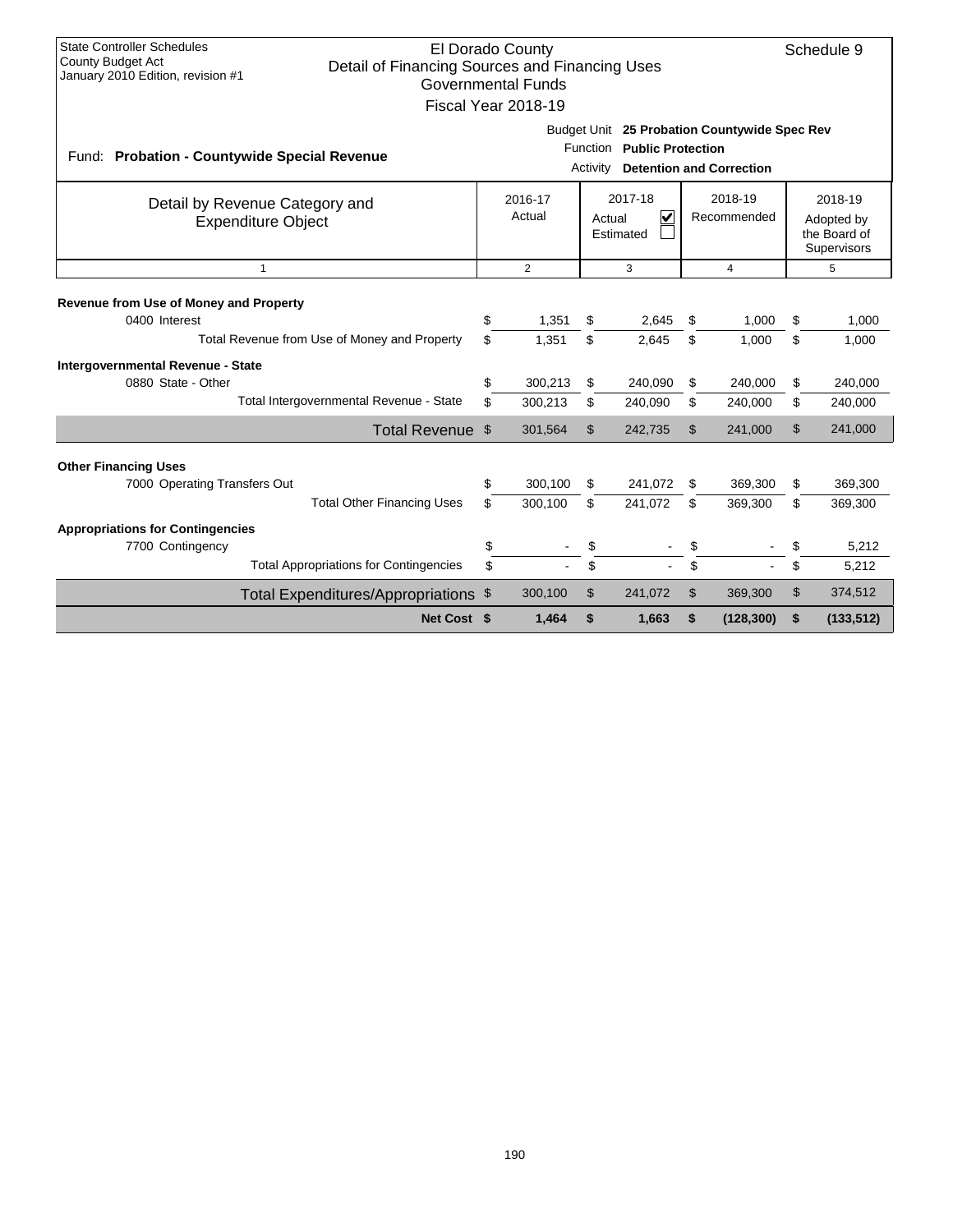State Controller Schedules
County Budget Act
January 2010 Edition, revision #1

# El Dorado County
## Detail of Financing Sources and Financing Uses
### Governmental Funds
### Fiscal Year 2018-19

Schedule 9

Fund: **Probation - Countywide Special Revenue**

Budget Unit **25 Probation Countywide Spec Rev**
Function **Public Protection**
Activity **Detention and Correction**

| Detail by Revenue Category and Expenditure Object | 2016-17 Actual | 2017-18 Actual ☑ Estimated ☐ | 2018-19 Recommended | 2018-19 Adopted by the Board of Supervisors |
|---|---|---|---|---|
| 1 | 2 | 3 | 4 | 5 |
| **Revenue from Use of Money and Property** | | | | |
| 0400 Interest | $ 1,351 | $ 2,645 | $ 1,000 | $ 1,000 |
| Total Revenue from Use of Money and Property | $ 1,351 | $ 2,645 | $ 1,000 | $ 1,000 |
| **Intergovernmental Revenue - State** | | | | |
| 0880 State - Other | $ 300,213 | $ 240,090 | $ 240,000 | $ 240,000 |
| Total Intergovernmental Revenue - State | $ 300,213 | $ 240,090 | $ 240,000 | $ 240,000 |
| Total Revenue | $ 301,564 | $ 242,735 | $ 241,000 | $ 241,000 |
| **Other Financing Uses** | | | | |
| 7000 Operating Transfers Out | $ 300,100 | $ 241,072 | $ 369,300 | $ 369,300 |
| Total Other Financing Uses | $ 300,100 | $ 241,072 | $ 369,300 | $ 369,300 |
| **Appropriations for Contingencies** | | | | |
| 7700 Contingency | $ - | $ - | $ - | $ 5,212 |
| Total Appropriations for Contingencies | $ - | $ - | $ - | $ 5,212 |
| Total Expenditures/Appropriations | $ 300,100 | $ 241,072 | $ 369,300 | $ 374,512 |
| **Net Cost** | **$ 1,464** | **$ 1,663** | **$ (128,300)** | **$ (133,512)** |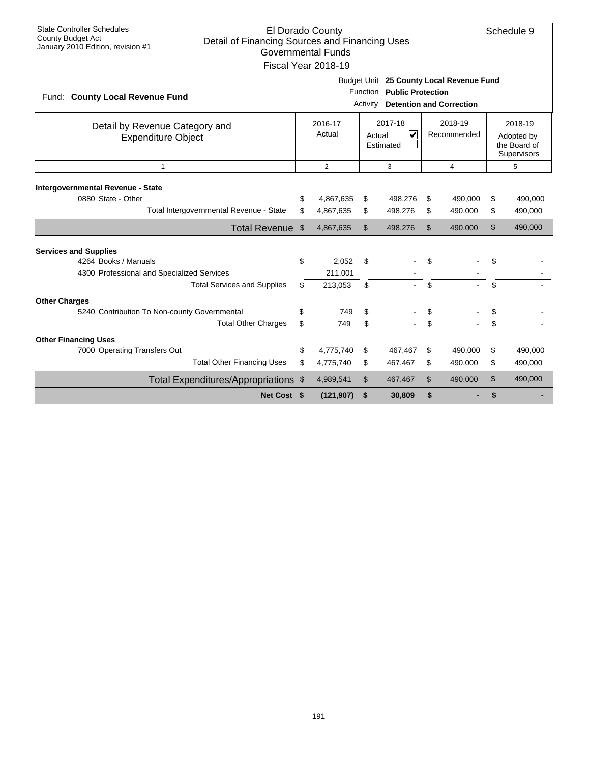State Controller Schedules
County Budget Act
January 2010 Edition, revision #1

# El Dorado County
## Detail of Financing Sources and Financing Uses
### Governmental Funds
### Fiscal Year 2018-19

Schedule 9

Fund: **County Local Revenue Fund**

Budget Unit **25 County Local Revenue Fund**
Function **Public Protection**
Activity **Detention and Correction**

| Detail by Revenue Category and Expenditure Object | 2016-17 Actual | 2017-18 Actual ☑ Estimated ☐ | 2018-19 Recommended | 2018-19 Adopted by the Board of Supervisors |
|---|---|---|---|---|
| 1 | 2 | 3 | 4 | 5 |
| **Intergovernmental Revenue - State** | | | | |
| 0880 State - Other | $ 4,867,635 | $ 498,276 | $ 490,000 | $ 490,000 |
| Total Intergovernmental Revenue - State | $ 4,867,635 | $ 498,276 | $ 490,000 | $ 490,000 |
| **Total Revenue** | $ 4,867,635 | $ 498,276 | $ 490,000 | $ 490,000 |
| **Services and Supplies** | | | | |
| 4264 Books / Manuals | $ 2,052 | $ - | $ - | $ - |
| 4300 Professional and Specialized Services | 211,001 | - | - | - |
| Total Services and Supplies | $ 213,053 | $ - | $ - | $ - |
| **Other Charges** | | | | |
| 5240 Contribution To Non-county Governmental | $ 749 | $ - | $ - | $ - |
| Total Other Charges | $ 749 | $ - | $ - | $ - |
| **Other Financing Uses** | | | | |
| 7000 Operating Transfers Out | $ 4,775,740 | $ 467,467 | $ 490,000 | $ 490,000 |
| Total Other Financing Uses | $ 4,775,740 | $ 467,467 | $ 490,000 | $ 490,000 |
| **Total Expenditures/Appropriations** | $ 4,989,541 | $ 467,467 | $ 490,000 | $ 490,000 |
| **Net Cost** | **$ (121,907)** | **$ 30,809** | **$ -** | **$ -** |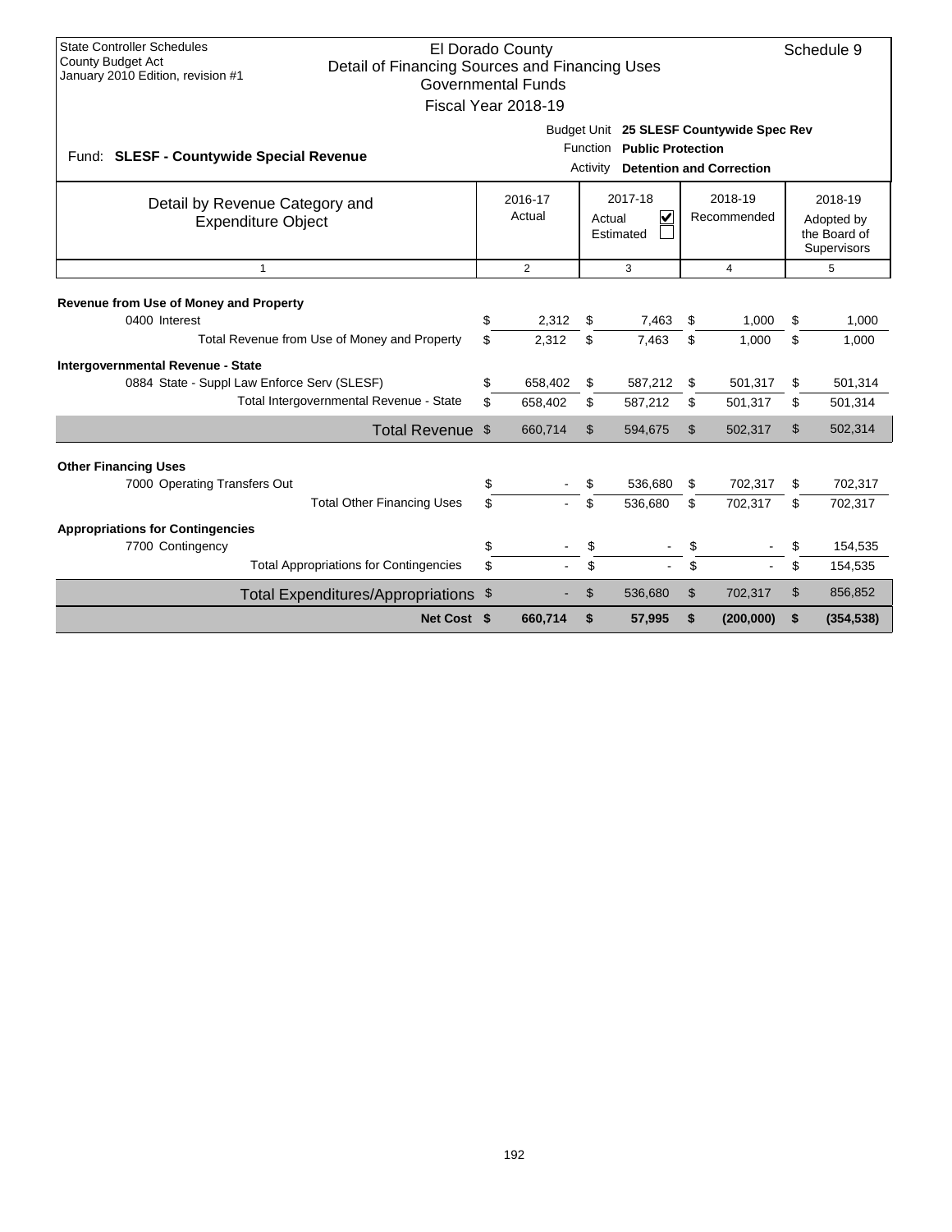State Controller Schedules
County Budget Act
January 2010 Edition, revision #1

# El Dorado County
## Detail of Financing Sources and Financing Uses
### Governmental Funds
### Fiscal Year 2018-19

Schedule 9

Fund: **SLESF - Countywide Special Revenue**

Budget Unit **25 SLESF Countywide Spec Rev**
Function **Public Protection**
Activity **Detention and Correction**

| Detail by Revenue Category and Expenditure Object | 2016-17 Actual | 2017-18 Actual ☑ Estimated ☐ | 2018-19 Recommended | 2018-19 Adopted by the Board of Supervisors |
|---|---|---|---|---|
| 1 | 2 | 3 | 4 | 5 |
| **Revenue from Use of Money and Property** | | | | |
| 0400 Interest | $ 2,312 | $ 7,463 | $ 1,000 | $ 1,000 |
| Total Revenue from Use of Money and Property | $ 2,312 | $ 7,463 | $ 1,000 | $ 1,000 |
| **Intergovernmental Revenue - State** | | | | |
| 0884 State - Suppl Law Enforce Serv (SLESF) | $ 658,402 | $ 587,212 | $ 501,317 | $ 501,314 |
| Total Intergovernmental Revenue - State | $ 658,402 | $ 587,212 | $ 501,317 | $ 501,314 |
| Total Revenue | $ 660,714 | $ 594,675 | $ 502,317 | $ 502,314 |
| **Other Financing Uses** | | | | |
| 7000 Operating Transfers Out | $ - | $ 536,680 | $ 702,317 | $ 702,317 |
| Total Other Financing Uses | $ - | $ 536,680 | $ 702,317 | $ 702,317 |
| **Appropriations for Contingencies** | | | | |
| 7700 Contingency | $ - | $ - | $ - | $ 154,535 |
| Total Appropriations for Contingencies | $ - | $ - | $ - | $ 154,535 |
| Total Expenditures/Appropriations | $ - | $ 536,680 | $ 702,317 | $ 856,852 |
| **Net Cost** | **$ 660,714** | **$ 57,995** | **$ (200,000)** | **$ (354,538)** |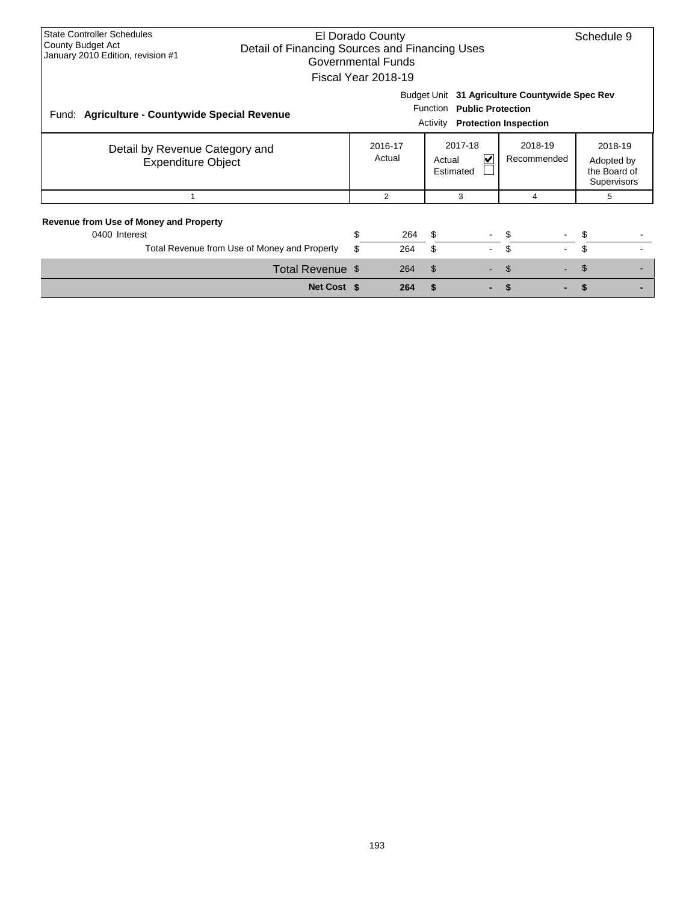State Controller Schedules
County Budget Act
January 2010 Edition, revision #1

# El Dorado County
## Detail of Financing Sources and Financing Uses
### Governmental Funds
### Fiscal Year 2018-19

Schedule 9

Fund: **Agriculture - Countywide Special Revenue**

Budget Unit **31 Agriculture Countywide Spec Rev**
Function **Public Protection**
Activity **Protection Inspection**

| Detail by Revenue Category and Expenditure Object | 2016-17 Actual | 2017-18 Actual ☑ Estimated ☐ | 2018-19 Recommended | 2018-19 Adopted by the Board of Supervisors |
|---|---|---|---|---|
| 1 | 2 | 3 | 4 | 5 |
| **Revenue from Use of Money and Property** | | | | |
| 0400 Interest | $ 264 | $ - | $ - | $ - |
| Total Revenue from Use of Money and Property | $ 264 | $ - | $ - | $ - |
| Total Revenue | $ 264 | $ - | $ - | $ - |
| **Net Cost** | **$ 264** | **$ -** | **$ -** | **$ -** |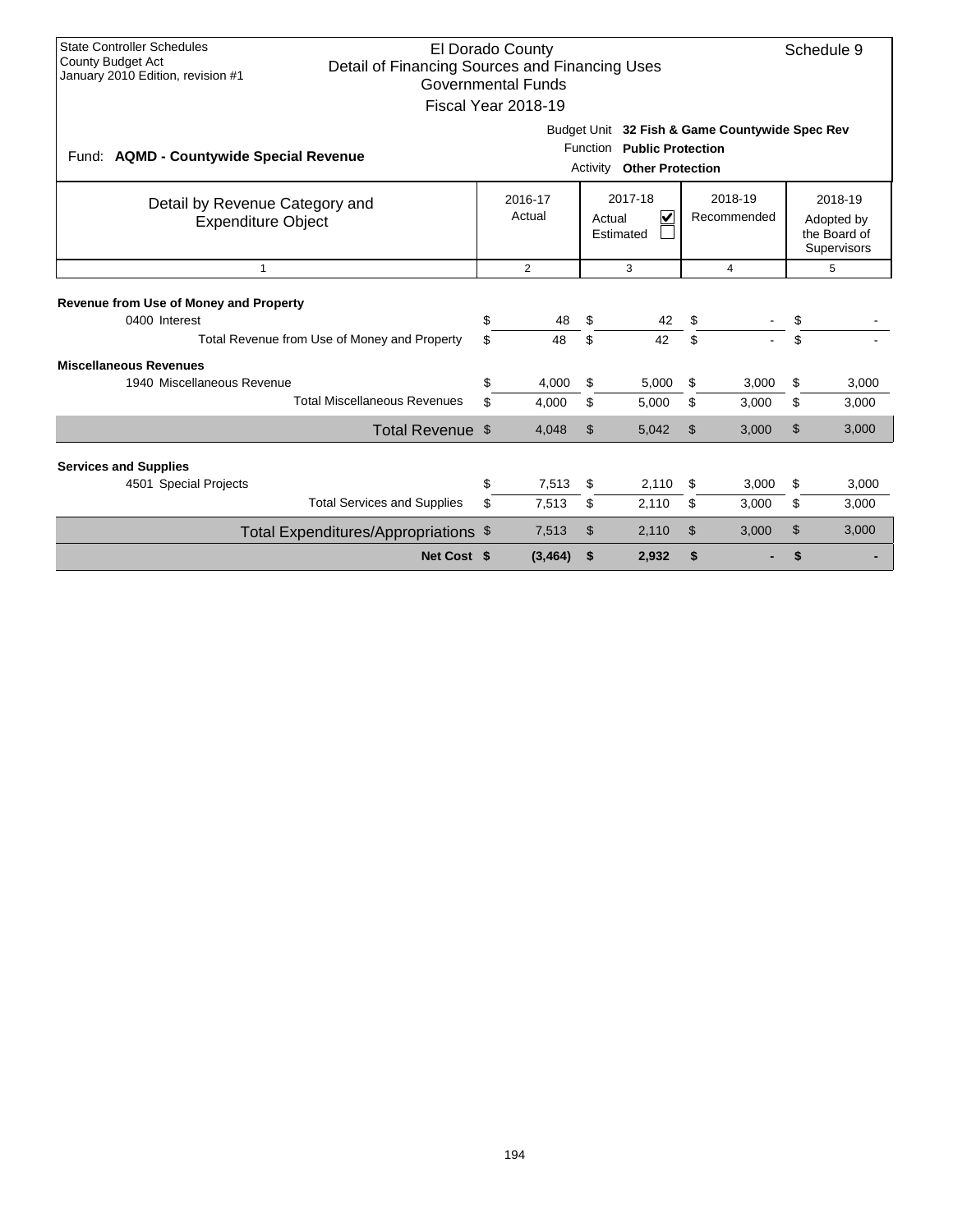State Controller Schedules
County Budget Act
January 2010 Edition, revision #1

# El Dorado County
## Detail of Financing Sources and Financing Uses
### Governmental Funds
### Fiscal Year 2018-19

Schedule 9

Fund: **AQMD - Countywide Special Revenue**

Budget Unit **32 Fish & Game Countywide Spec Rev**
Function **Public Protection**
Activity **Other Protection**

| Detail by Revenue Category and Expenditure Object | 2016-17 Actual | 2017-18 Actual ☑ Estimated ☐ | 2018-19 Recommended | 2018-19 Adopted by the Board of Supervisors |
|---|---|---|---|---|
| 1 | 2 | 3 | 4 | 5 |
| **Revenue from Use of Money and Property** | | | | |
| 0400 Interest | $ 48 | $ 42 | $ - | $ - |
| Total Revenue from Use of Money and Property | $ 48 | $ 42 | $ - | $ - |
| **Miscellaneous Revenues** | | | | |
| 1940 Miscellaneous Revenue | $ 4,000 | $ 5,000 | $ 3,000 | $ 3,000 |
| Total Miscellaneous Revenues | $ 4,000 | $ 5,000 | $ 3,000 | $ 3,000 |
| Total Revenue | $ 4,048 | $ 5,042 | $ 3,000 | $ 3,000 |
| **Services and Supplies** | | | | |
| 4501 Special Projects | $ 7,513 | $ 2,110 | $ 3,000 | $ 3,000 |
| Total Services and Supplies | $ 7,513 | $ 2,110 | $ 3,000 | $ 3,000 |
| Total Expenditures/Appropriations | $ 7,513 | $ 2,110 | $ 3,000 | $ 3,000 |
| **Net Cost** | **$ (3,464)** | **$ 2,932** | **$ -** | **$ -** |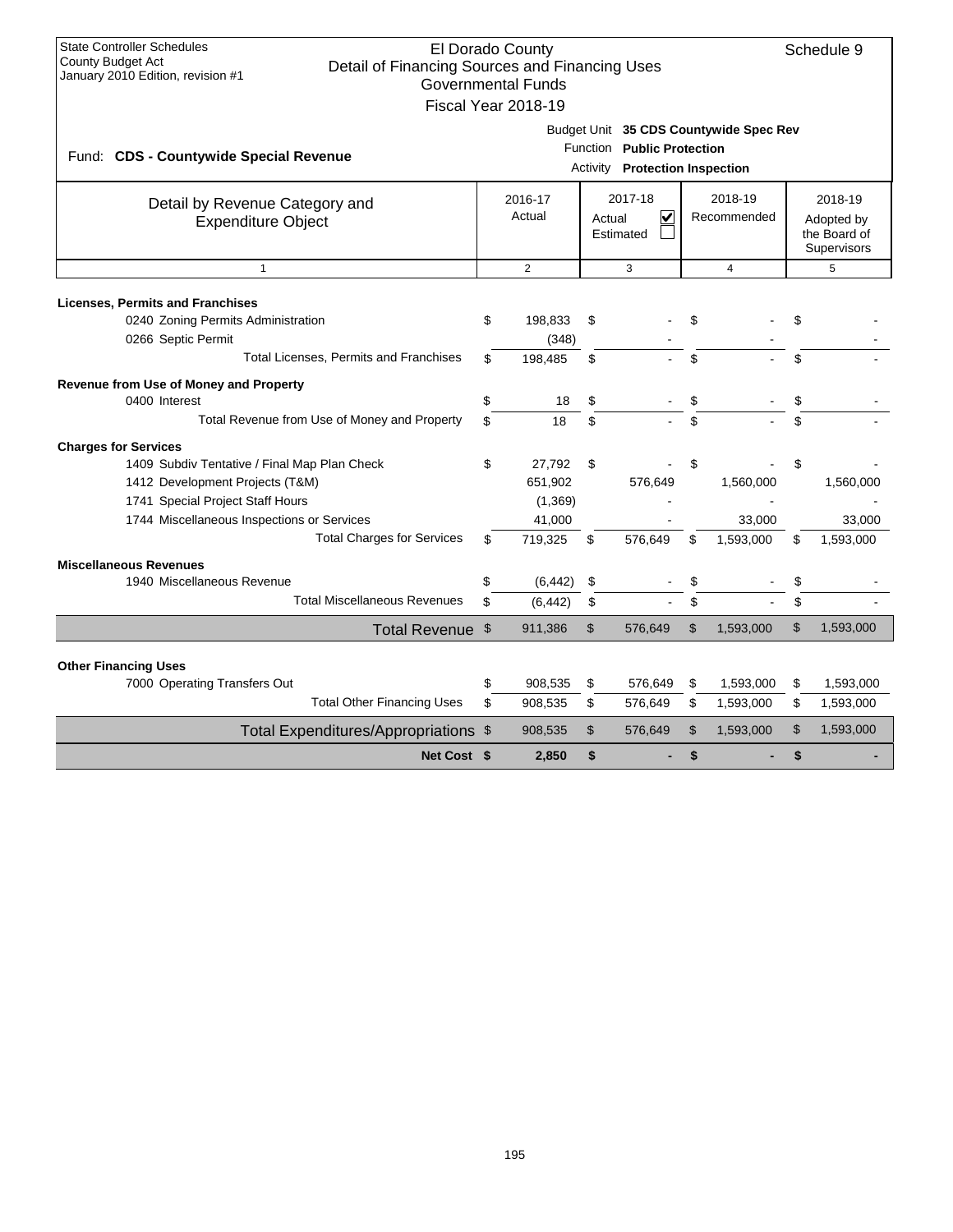State Controller Schedules
County Budget Act
January 2010 Edition, revision #1

# El Dorado County
## Detail of Financing Sources and Financing Uses
## Governmental Funds
## Fiscal Year 2018-19

Schedule 9

Fund: **CDS - Countywide Special Revenue**

Budget Unit **35 CDS Countywide Spec Rev**
Function **Public Protection**
Activity **Protection Inspection**

| Detail by Revenue Category and Expenditure Object | 2016-17 Actual | 2017-18 Actual ☑ Estimated ☐ | 2018-19 Recommended | 2018-19 Adopted by the Board of Supervisors |
|---|---|---|---|---|
| 1 | 2 | 3 | 4 | 5 |
| **Licenses, Permits and Franchises** | | | | |
| 0240 Zoning Permits Administration | $ 198,833 | $ - | $ - | $ - |
| 0266 Septic Permit | (348) | - | - | - |
| Total Licenses, Permits and Franchises | $ 198,485 | $ - | $ - | $ - |
| **Revenue from Use of Money and Property** | | | | |
| 0400 Interest | $ 18 | $ - | $ - | $ - |
| Total Revenue from Use of Money and Property | $ 18 | $ - | $ - | $ - |
| **Charges for Services** | | | | |
| 1409 Subdiv Tentative / Final Map Plan Check | $ 27,792 | $ - | $ - | $ - |
| 1412 Development Projects (T&M) | 651,902 | 576,649 | 1,560,000 | 1,560,000 |
| 1741 Special Project Staff Hours | (1,369) | - | - | - |
| 1744 Miscellaneous Inspections or Services | 41,000 | - | 33,000 | 33,000 |
| Total Charges for Services | $ 719,325 | $ 576,649 | $ 1,593,000 | $ 1,593,000 |
| **Miscellaneous Revenues** | | | | |
| 1940 Miscellaneous Revenue | $ (6,442) | $ - | $ - | $ - |
| Total Miscellaneous Revenues | $ (6,442) | $ - | $ - | $ - |
| Total Revenue | $ 911,386 | $ 576,649 | $ 1,593,000 | $ 1,593,000 |
| **Other Financing Uses** | | | | |
| 7000 Operating Transfers Out | $ 908,535 | $ 576,649 | $ 1,593,000 | $ 1,593,000 |
| Total Other Financing Uses | $ 908,535 | $ 576,649 | $ 1,593,000 | $ 1,593,000 |
| Total Expenditures/Appropriations | $ 908,535 | $ 576,649 | $ 1,593,000 | $ 1,593,000 |
| **Net Cost** | **$ 2,850** | **$ -** | **$ -** | **$ -** |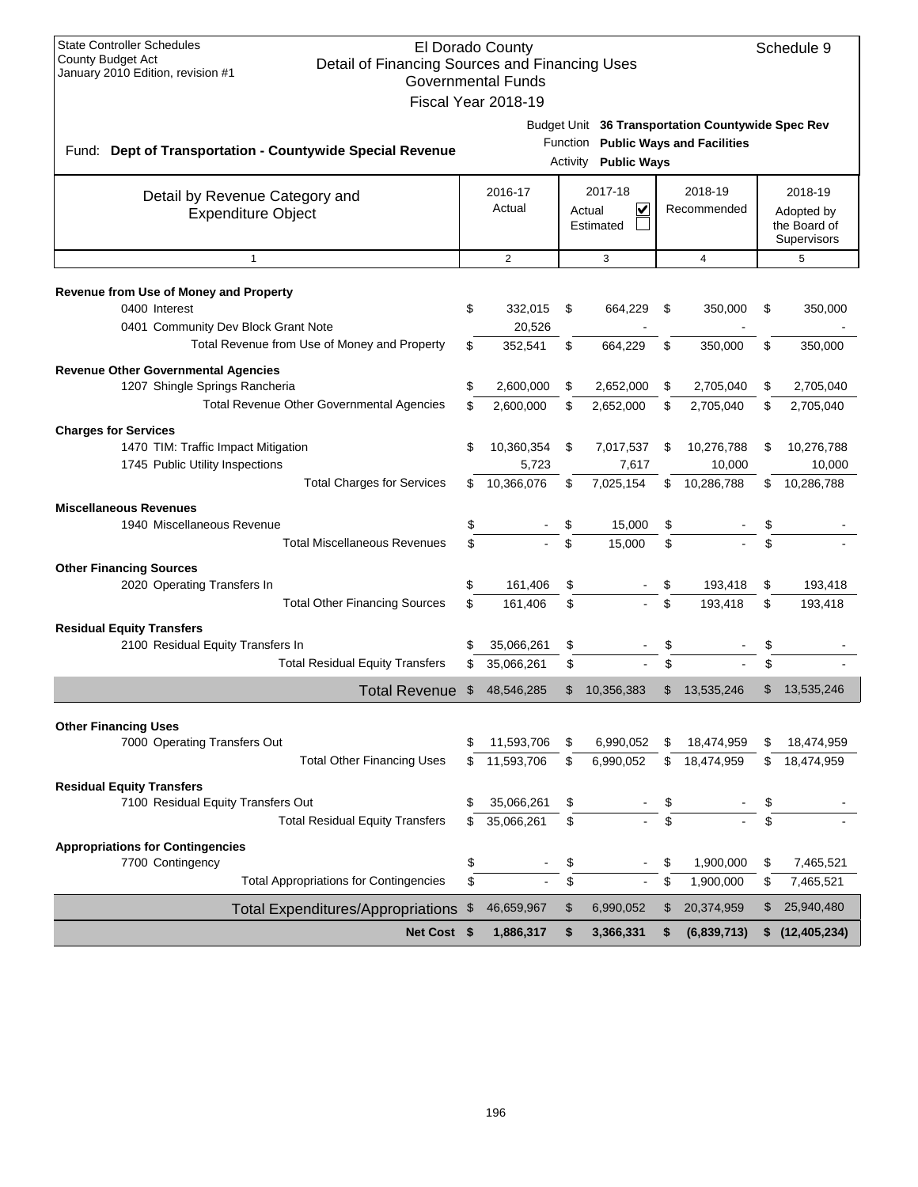State Controller Schedules
County Budget Act
January 2010 Edition, revision #1

# El Dorado County
## Detail of Financing Sources and Financing Uses
### Governmental Funds
### Fiscal Year 2018-19

Schedule 9

Budget Unit **36 Transportation Countywide Spec Rev**
Function **Public Ways and Facilities**
Activity **Public Ways**

Fund: **Dept of Transportation - Countywide Special Revenue**

| Detail by Revenue Category and Expenditure Object | 2016-17 Actual | 2017-18 Actual ☑ Estimated ☐ | 2018-19 Recommended | 2018-19 Adopted by the Board of Supervisors |
|---|---|---|---|---|
| 1 | 2 | 3 | 4 | 5 |
| **Revenue from Use of Money and Property** | | | | |
| 0400 Interest | $ 332,015 | $ 664,229 | $ 350,000 | $ 350,000 |
| 0401 Community Dev Block Grant Note | 20,526 | - | - | - |
| Total Revenue from Use of Money and Property | $ 352,541 | $ 664,229 | $ 350,000 | $ 350,000 |
| **Revenue Other Governmental Agencies** | | | | |
| 1207 Shingle Springs Rancheria | $ 2,600,000 | $ 2,652,000 | $ 2,705,040 | $ 2,705,040 |
| Total Revenue Other Governmental Agencies | $ 2,600,000 | $ 2,652,000 | $ 2,705,040 | $ 2,705,040 |
| **Charges for Services** | | | | |
| 1470 TIM: Traffic Impact Mitigation | $ 10,360,354 | $ 7,017,537 | $ 10,276,788 | $ 10,276,788 |
| 1745 Public Utility Inspections | 5,723 | 7,617 | 10,000 | 10,000 |
| Total Charges for Services | $ 10,366,076 | $ 7,025,154 | $ 10,286,788 | $ 10,286,788 |
| **Miscellaneous Revenues** | | | | |
| 1940 Miscellaneous Revenue | $ - | $ 15,000 | $ - | $ - |
| Total Miscellaneous Revenues | $ - | $ 15,000 | $ - | $ - |
| **Other Financing Sources** | | | | |
| 2020 Operating Transfers In | $ 161,406 | $ - | $ 193,418 | $ 193,418 |
| Total Other Financing Sources | $ 161,406 | $ - | $ 193,418 | $ 193,418 |
| **Residual Equity Transfers** | | | | |
| 2100 Residual Equity Transfers In | $ 35,066,261 | $ - | $ - | $ - |
| Total Residual Equity Transfers | $ 35,066,261 | $ - | $ - | $ - |
| **Total Revenue** | $ 48,546,285 | $ 10,356,383 | $ 13,535,246 | $ 13,535,246 |
| **Other Financing Uses** | | | | |
| 7000 Operating Transfers Out | $ 11,593,706 | $ 6,990,052 | $ 18,474,959 | $ 18,474,959 |
| Total Other Financing Uses | $ 11,593,706 | $ 6,990,052 | $ 18,474,959 | $ 18,474,959 |
| **Residual Equity Transfers** | | | | |
| 7100 Residual Equity Transfers Out | $ 35,066,261 | $ - | $ - | $ - |
| Total Residual Equity Transfers | $ 35,066,261 | $ - | $ - | $ - |
| **Appropriations for Contingencies** | | | | |
| 7700 Contingency | $ - | $ - | $ 1,900,000 | $ 7,465,521 |
| Total Appropriations for Contingencies | $ - | $ - | $ 1,900,000 | $ 7,465,521 |
| **Total Expenditures/Appropriations** | $ 46,659,967 | $ 6,990,052 | $ 20,374,959 | $ 25,940,480 |
| **Net Cost** | **$ 1,886,317** | **$ 3,366,331** | **$ (6,839,713)** | **$ (12,405,234)** |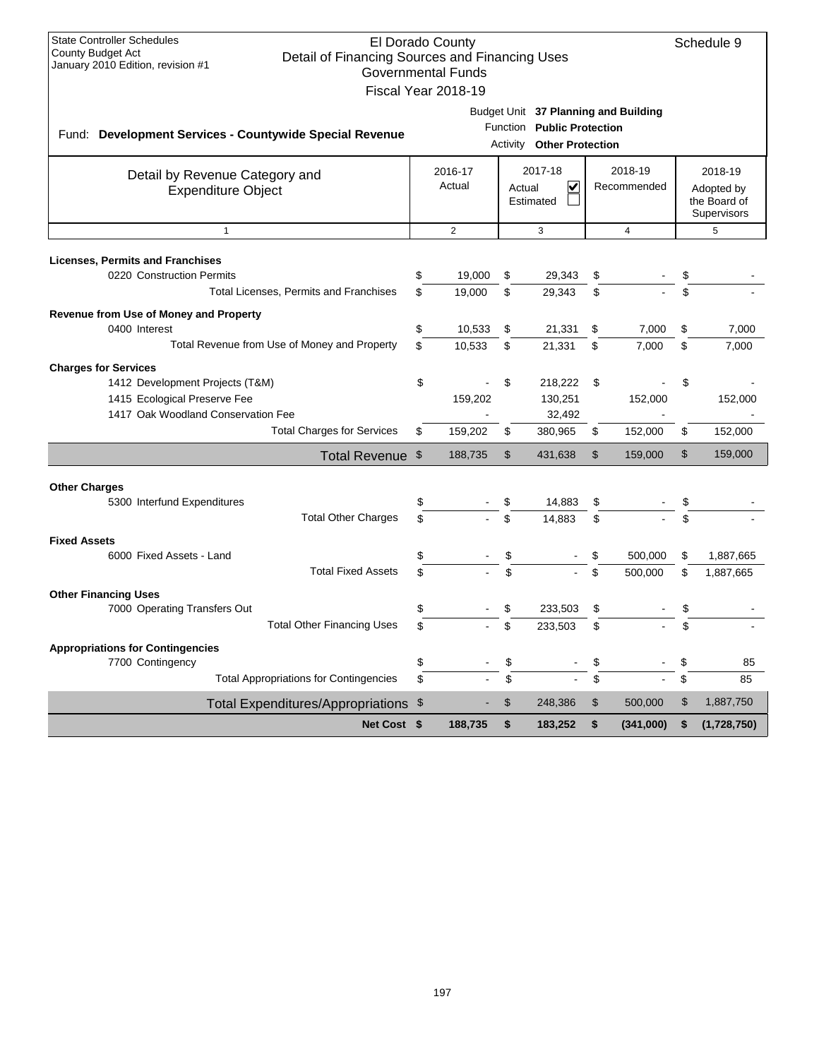State Controller Schedules
County Budget Act
January 2010 Edition, revision #1

# El Dorado County
## Detail of Financing Sources and Financing Uses
## Governmental Funds
## Fiscal Year 2018-19

Schedule 9

Fund: **Development Services - Countywide Special Revenue**

Budget Unit **37 Planning and Building**
Function **Public Protection**
Activity **Other Protection**

| Detail by Revenue Category and Expenditure Object | 2016-17 Actual | 2017-18 Actual ☑ Estimated ☐ | 2018-19 Recommended | 2018-19 Adopted by the Board of Supervisors |
|---|---|---|---|---|
| 1 | 2 | 3 | 4 | 5 |
| **Licenses, Permits and Franchises** | | | | |
| 0220 Construction Permits | $ 19,000 | $ 29,343 | $ - | $ - |
| Total Licenses, Permits and Franchises | $ 19,000 | $ 29,343 | $ - | $ - |
| **Revenue from Use of Money and Property** | | | | |
| 0400 Interest | $ 10,533 | $ 21,331 | $ 7,000 | $ 7,000 |
| Total Revenue from Use of Money and Property | $ 10,533 | $ 21,331 | $ 7,000 | $ 7,000 |
| **Charges for Services** | | | | |
| 1412 Development Projects (T&M) | $ - | $ 218,222 | $ - | $ - |
| 1415 Ecological Preserve Fee | 159,202 | 130,251 | 152,000 | 152,000 |
| 1417 Oak Woodland Conservation Fee | - | 32,492 | - | - |
| Total Charges for Services | $ 159,202 | $ 380,965 | $ 152,000 | $ 152,000 |
| **Total Revenue** | $ 188,735 | $ 431,638 | $ 159,000 | $ 159,000 |
| **Other Charges** | | | | |
| 5300 Interfund Expenditures | $ - | $ 14,883 | $ - | $ - |
| Total Other Charges | $ - | $ 14,883 | $ - | $ - |
| **Fixed Assets** | | | | |
| 6000 Fixed Assets - Land | $ - | $ - | $ 500,000 | $ 1,887,665 |
| Total Fixed Assets | $ - | $ - | $ 500,000 | $ 1,887,665 |
| **Other Financing Uses** | | | | |
| 7000 Operating Transfers Out | $ - | $ 233,503 | $ - | $ - |
| Total Other Financing Uses | $ - | $ 233,503 | $ - | $ - |
| **Appropriations for Contingencies** | | | | |
| 7700 Contingency | $ - | $ - | $ - | $ 85 |
| Total Appropriations for Contingencies | $ - | $ - | $ - | $ 85 |
| **Total Expenditures/Appropriations** | $ - | $ 248,386 | $ 500,000 | $ 1,887,750 |
| **Net Cost** | **$ 188,735** | **$ 183,252** | **$ (341,000)** | **$ (1,728,750)** |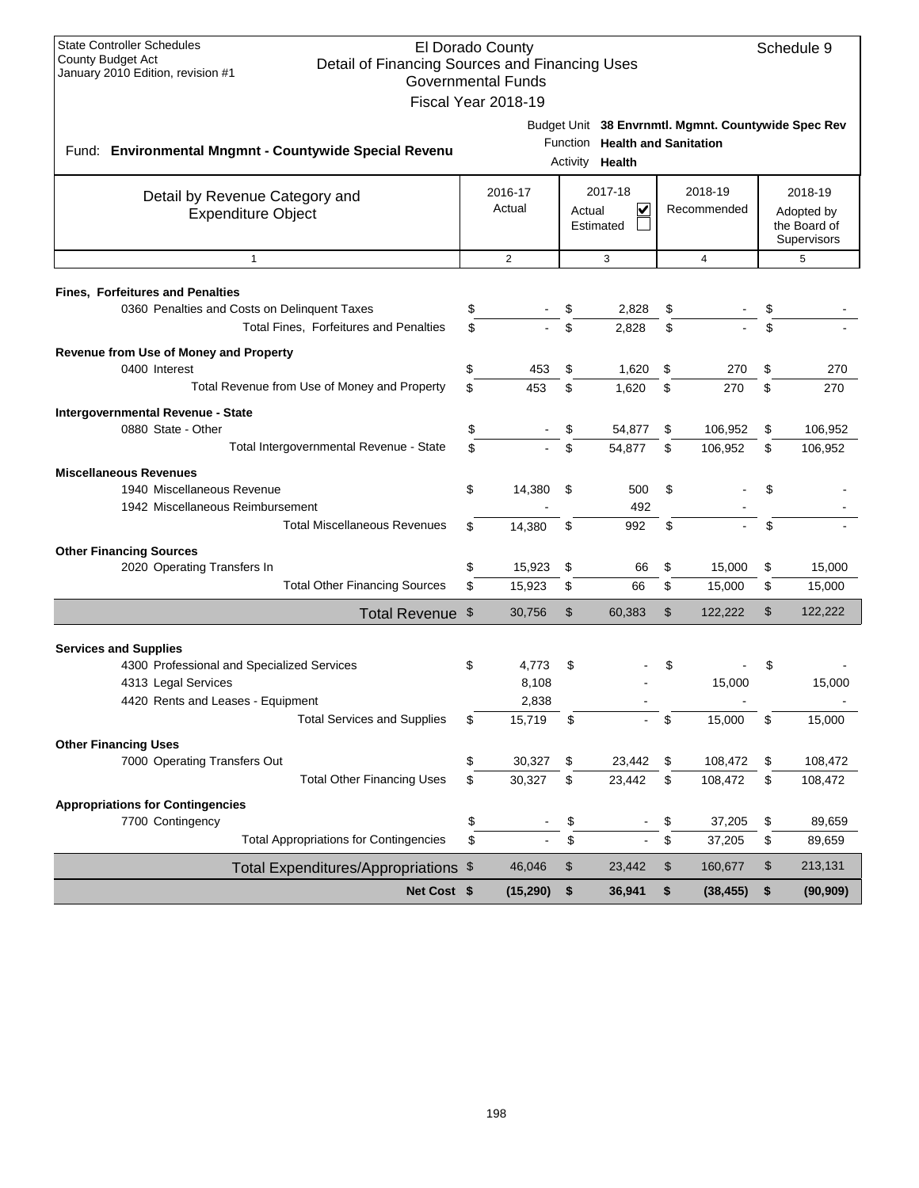State Controller Schedules
County Budget Act
January 2010 Edition, revision #1

# El Dorado County
## Detail of Financing Sources and Financing Uses
### Governmental Funds
### Fiscal Year 2018-19

Schedule 9

Fund: **Environmental Mngmnt - Countywide Special Revenu**

Budget Unit **38 Envrnmtl. Mgmnt. Countywide Spec Rev**
Function **Health and Sanitation**
Activity **Health**

| Detail by Revenue Category and Expenditure Object | 2016-17 Actual | 2017-18 Actual ☑ Estimated ☐ | 2018-19 Recommended | 2018-19 Adopted by the Board of Supervisors |
|---|---|---|---|---|
| 1 | 2 | 3 | 4 | 5 |
| **Fines, Forfeitures and Penalties** | | | | |
| 0360 Penalties and Costs on Delinquent Taxes | $ - | $ 2,828 | $ - | $ - |
| Total Fines, Forfeitures and Penalties | $ - | $ 2,828 | $ - | $ - |
| **Revenue from Use of Money and Property** | | | | |
| 0400 Interest | $ 453 | $ 1,620 | $ 270 | $ 270 |
| Total Revenue from Use of Money and Property | $ 453 | $ 1,620 | $ 270 | $ 270 |
| **Intergovernmental Revenue - State** | | | | |
| 0880 State - Other | $ - | $ 54,877 | $ 106,952 | $ 106,952 |
| Total Intergovernmental Revenue - State | $ - | $ 54,877 | $ 106,952 | $ 106,952 |
| **Miscellaneous Revenues** | | | | |
| 1940 Miscellaneous Revenue | $ 14,380 | $ 500 | $ - | $ - |
| 1942 Miscellaneous Reimbursement | - | 492 | - | - |
| Total Miscellaneous Revenues | $ 14,380 | $ 992 | $ - | $ - |
| **Other Financing Sources** | | | | |
| 2020 Operating Transfers In | $ 15,923 | $ 66 | $ 15,000 | $ 15,000 |
| Total Other Financing Sources | $ 15,923 | $ 66 | $ 15,000 | $ 15,000 |
| **Total Revenue** | $ 30,756 | $ 60,383 | $ 122,222 | $ 122,222 |
| **Services and Supplies** | | | | |
| 4300 Professional and Specialized Services | $ 4,773 | $ - | $ - | $ - |
| 4313 Legal Services | 8,108 | - | 15,000 | 15,000 |
| 4420 Rents and Leases - Equipment | 2,838 | - | - | - |
| Total Services and Supplies | $ 15,719 | $ - | $ 15,000 | $ 15,000 |
| **Other Financing Uses** | | | | |
| 7000 Operating Transfers Out | $ 30,327 | $ 23,442 | $ 108,472 | $ 108,472 |
| Total Other Financing Uses | $ 30,327 | $ 23,442 | $ 108,472 | $ 108,472 |
| **Appropriations for Contingencies** | | | | |
| 7700 Contingency | $ - | $ - | $ 37,205 | $ 89,659 |
| Total Appropriations for Contingencies | $ - | $ - | $ 37,205 | $ 89,659 |
| **Total Expenditures/Appropriations** | $ 46,046 | $ 23,442 | $ 160,677 | $ 213,131 |
| **Net Cost** | **$ (15,290)** | **$ 36,941** | **$ (38,455)** | **$ (90,909)** |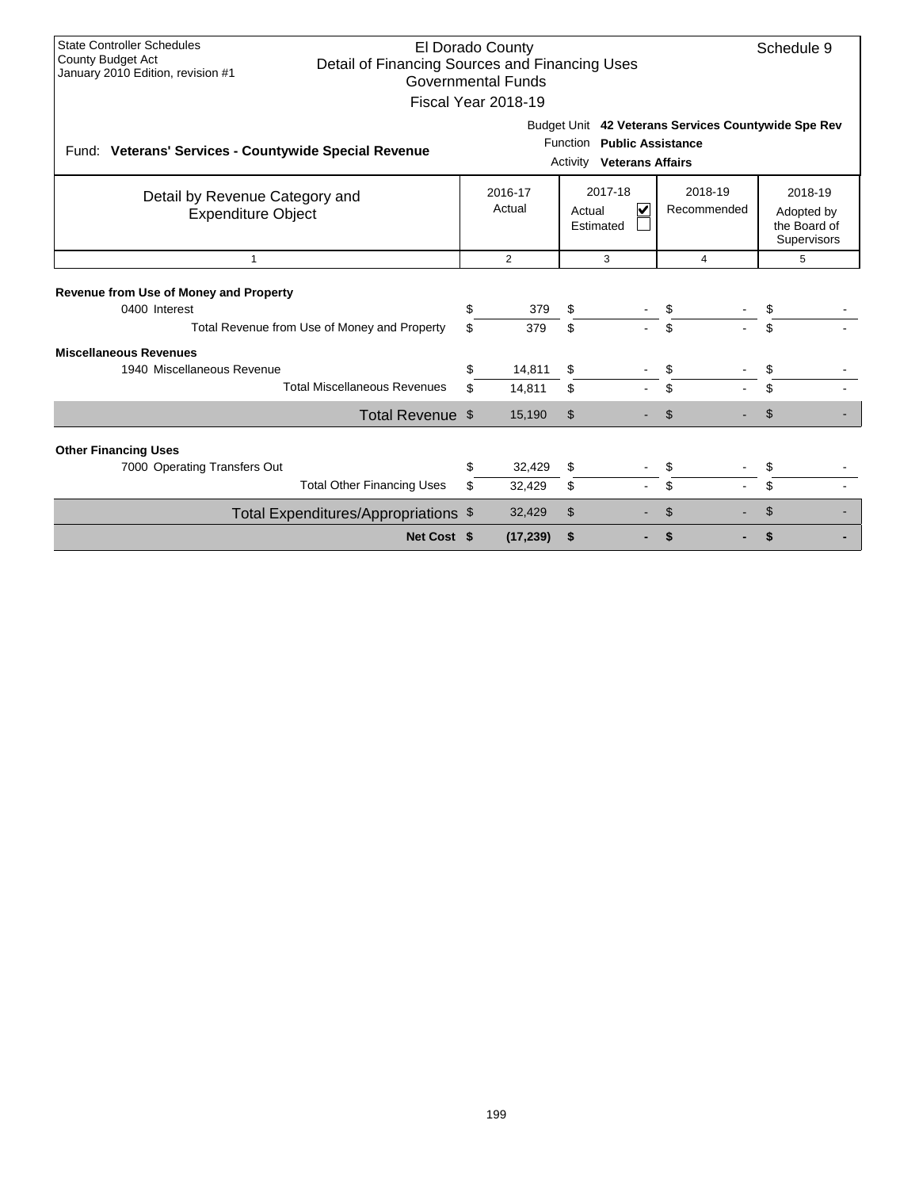State Controller Schedules
County Budget Act
January 2010 Edition, revision #1

# El Dorado County
## Detail of Financing Sources and Financing Uses
### Governmental Funds
### Fiscal Year 2018-19

Schedule 9

Fund: **Veterans' Services - Countywide Special Revenue**

Budget Unit **42 Veterans Services Countywide Spe Rev**
Function **Public Assistance**
Activity **Veterans Affairs**

| Detail by Revenue Category and Expenditure Object | 2016-17 Actual | 2017-18 Actual ☑ Estimated ☐ | 2018-19 Recommended | 2018-19 Adopted by the Board of Supervisors |
|---|---|---|---|---|
| 1 | 2 | 3 | 4 | 5 |
| **Revenue from Use of Money and Property** | | | | |
| 0400 Interest | $ 379 | $ - | $ - | $ - |
| Total Revenue from Use of Money and Property | $ 379 | $ - | $ - | $ - |
| **Miscellaneous Revenues** | | | | |
| 1940 Miscellaneous Revenue | $ 14,811 | $ - | $ - | $ - |
| Total Miscellaneous Revenues | $ 14,811 | $ - | $ - | $ - |
| Total Revenue | $ 15,190 | $ - | $ - | $ - |
| **Other Financing Uses** | | | | |
| 7000 Operating Transfers Out | $ 32,429 | $ - | $ - | $ - |
| Total Other Financing Uses | $ 32,429 | $ - | $ - | $ - |
| Total Expenditures/Appropriations | $ 32,429 | $ - | $ - | $ - |
| **Net Cost** | **$ (17,239)** | **$ -** | **$ -** | **$ -** |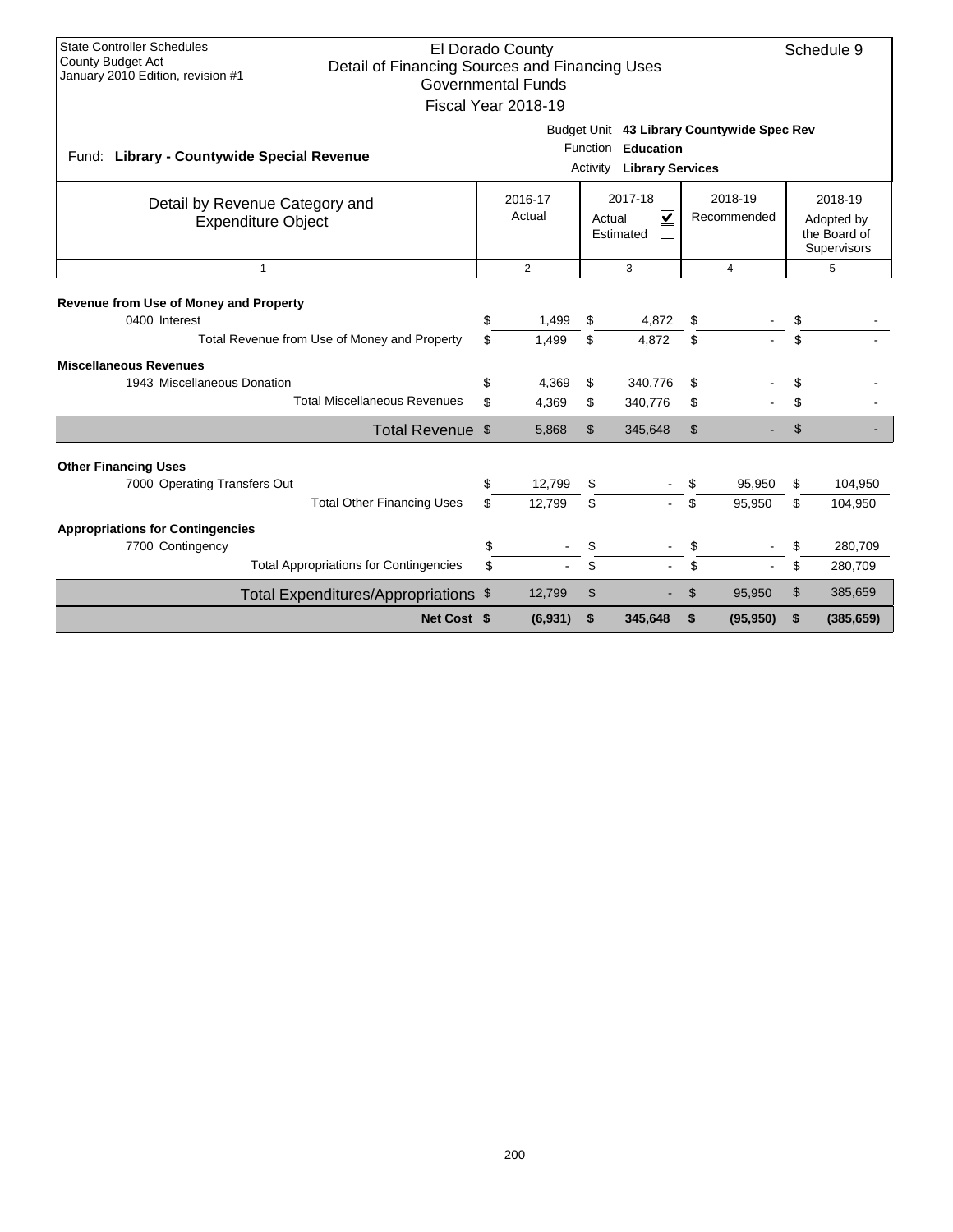State Controller Schedules
County Budget Act
January 2010 Edition, revision #1

**El Dorado County**
**Detail of Financing Sources and Financing Uses**
**Governmental Funds**
**Fiscal Year 2018-19**

Schedule 9

Fund: **Library - Countywide Special Revenue**

Budget Unit: **43 Library Countywide Spec Rev**
Function: **Education**
Activity: **Library Services**

| Detail by Revenue Category and Expenditure Object | 2016-17 Actual | 2017-18 Actual ☑ Estimated ☐ | 2018-19 Recommended | 2018-19 Adopted by the Board of Supervisors |
|---|---|---|---|---|
| 1 | 2 | 3 | 4 | 5 |
| **Revenue from Use of Money and Property** | | | | |
| 0400 Interest | $ 1,499 | $ 4,872 | $ - | $ - |
| Total Revenue from Use of Money and Property | $ 1,499 | $ 4,872 | $ - | $ - |
| **Miscellaneous Revenues** | | | | |
| 1943 Miscellaneous Donation | $ 4,369 | $ 340,776 | $ - | $ - |
| Total Miscellaneous Revenues | $ 4,369 | $ 340,776 | $ - | $ - |
| Total Revenue | $ 5,868 | $ 345,648 | $ - | $ - |
| **Other Financing Uses** | | | | |
| 7000 Operating Transfers Out | $ 12,799 | $ - | $ 95,950 | $ 104,950 |
| Total Other Financing Uses | $ 12,799 | $ - | $ 95,950 | $ 104,950 |
| **Appropriations for Contingencies** | | | | |
| 7700 Contingency | $ - | $ - | $ - | $ 280,709 |
| Total Appropriations for Contingencies | $ - | $ - | $ - | $ 280,709 |
| Total Expenditures/Appropriations | $ 12,799 | $ - | $ 95,950 | $ 385,659 |
| **Net Cost** | **$ (6,931)** | **$ 345,648** | **$ (95,950)** | **$ (385,659)** |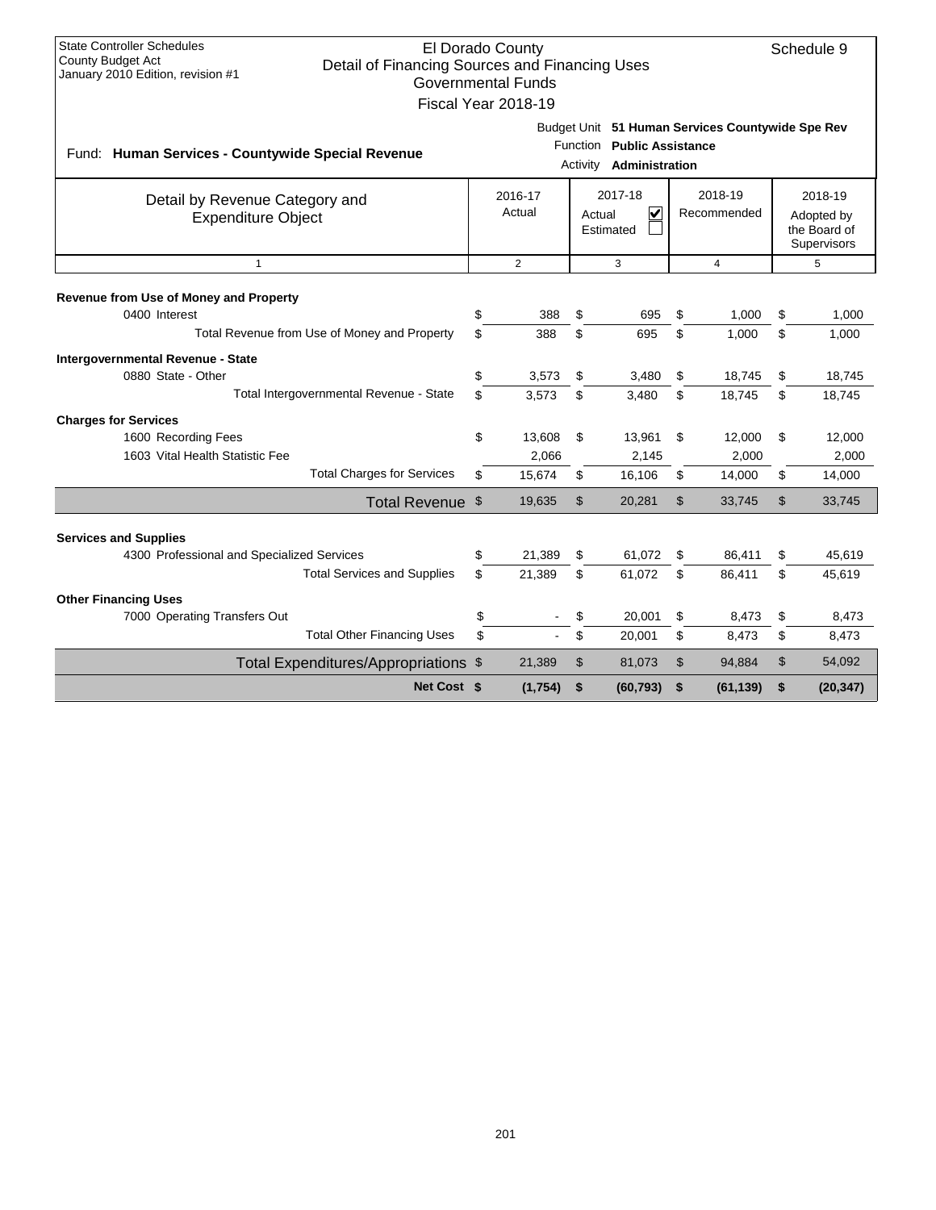State Controller Schedules
County Budget Act
January 2010 Edition, revision #1

El Dorado County
Detail of Financing Sources and Financing Uses
Governmental Funds
Fiscal Year 2018-19

Schedule 9

Fund: **Human Services - Countywide Special Revenue**

Budget Unit **51 Human Services Countywide Spe Rev**
Function **Public Assistance**
Activity **Administration**

| Detail by Revenue Category and Expenditure Object | 2016-17 Actual | 2017-18 Actual ☑ Estimated ☐ | 2018-19 Recommended | 2018-19 Adopted by the Board of Supervisors |
|---|---|---|---|---|
| 1 | 2 | 3 | 4 | 5 |
| **Revenue from Use of Money and Property** | | | | |
| 0400 Interest | $ 388 | $ 695 | $ 1,000 | $ 1,000 |
| Total Revenue from Use of Money and Property | $ 388 | $ 695 | $ 1,000 | $ 1,000 |
| **Intergovernmental Revenue - State** | | | | |
| 0880 State - Other | $ 3,573 | $ 3,480 | $ 18,745 | $ 18,745 |
| Total Intergovernmental Revenue - State | $ 3,573 | $ 3,480 | $ 18,745 | $ 18,745 |
| **Charges for Services** | | | | |
| 1600 Recording Fees | $ 13,608 | $ 13,961 | $ 12,000 | $ 12,000 |
| 1603 Vital Health Statistic Fee | 2,066 | 2,145 | 2,000 | 2,000 |
| Total Charges for Services | $ 15,674 | $ 16,106 | $ 14,000 | $ 14,000 |
| Total Revenue | $ 19,635 | $ 20,281 | $ 33,745 | $ 33,745 |
| **Services and Supplies** | | | | |
| 4300 Professional and Specialized Services | $ 21,389 | $ 61,072 | $ 86,411 | $ 45,619 |
| Total Services and Supplies | $ 21,389 | $ 61,072 | $ 86,411 | $ 45,619 |
| **Other Financing Uses** | | | | |
| 7000 Operating Transfers Out | $ - | $ 20,001 | $ 8,473 | $ 8,473 |
| Total Other Financing Uses | $ - | $ 20,001 | $ 8,473 | $ 8,473 |
| Total Expenditures/Appropriations | $ 21,389 | $ 81,073 | $ 94,884 | $ 54,092 |
| **Net Cost** | **$ (1,754)** | **$ (60,793)** | **$ (61,139)** | **$ (20,347)** |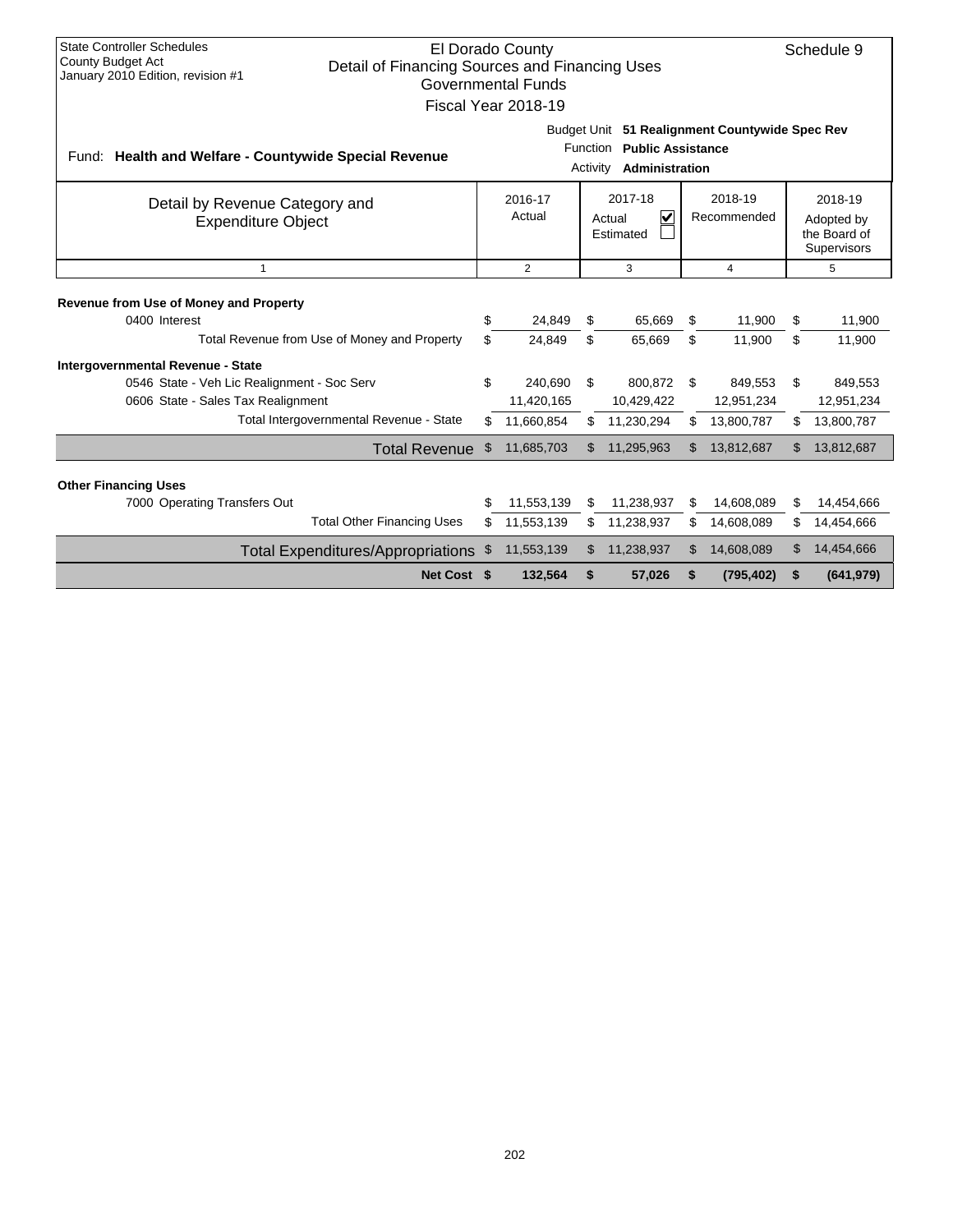State Controller Schedules
County Budget Act
January 2010 Edition, revision #1

# El Dorado County
## Detail of Financing Sources and Financing Uses
### Governmental Funds
### Fiscal Year 2018-19

Schedule 9

Fund: **Health and Welfare - Countywide Special Revenue**

Budget Unit **51 Realignment Countywide Spec Rev**
Function **Public Assistance**
Activity **Administration**

| Detail by Revenue Category and Expenditure Object | 2016-17 Actual | 2017-18 Actual ☑ Estimated ☐ | 2018-19 Recommended | 2018-19 Adopted by the Board of Supervisors |
|---|---|---|---|---|
| 1 | 2 | 3 | 4 | 5 |
| **Revenue from Use of Money and Property** | | | | |
| 0400 Interest | $ 24,849 | $ 65,669 | $ 11,900 | $ 11,900 |
| Total Revenue from Use of Money and Property | $ 24,849 | $ 65,669 | $ 11,900 | $ 11,900 |
| **Intergovernmental Revenue - State** | | | | |
| 0546 State - Veh Lic Realignment - Soc Serv | $ 240,690 | $ 800,872 | $ 849,553 | $ 849,553 |
| 0606 State - Sales Tax Realignment | 11,420,165 | 10,429,422 | 12,951,234 | 12,951,234 |
| Total Intergovernmental Revenue - State | $ 11,660,854 | $ 11,230,294 | $ 13,800,787 | $ 13,800,787 |
| Total Revenue | $ 11,685,703 | $ 11,295,963 | $ 13,812,687 | $ 13,812,687 |
| **Other Financing Uses** | | | | |
| 7000 Operating Transfers Out | $ 11,553,139 | $ 11,238,937 | $ 14,608,089 | $ 14,454,666 |
| Total Other Financing Uses | $ 11,553,139 | $ 11,238,937 | $ 14,608,089 | $ 14,454,666 |
| Total Expenditures/Appropriations | $ 11,553,139 | $ 11,238,937 | $ 14,608,089 | $ 14,454,666 |
| **Net Cost** | **$ 132,564** | **$ 57,026** | **$ (795,402)** | **$ (641,979)** |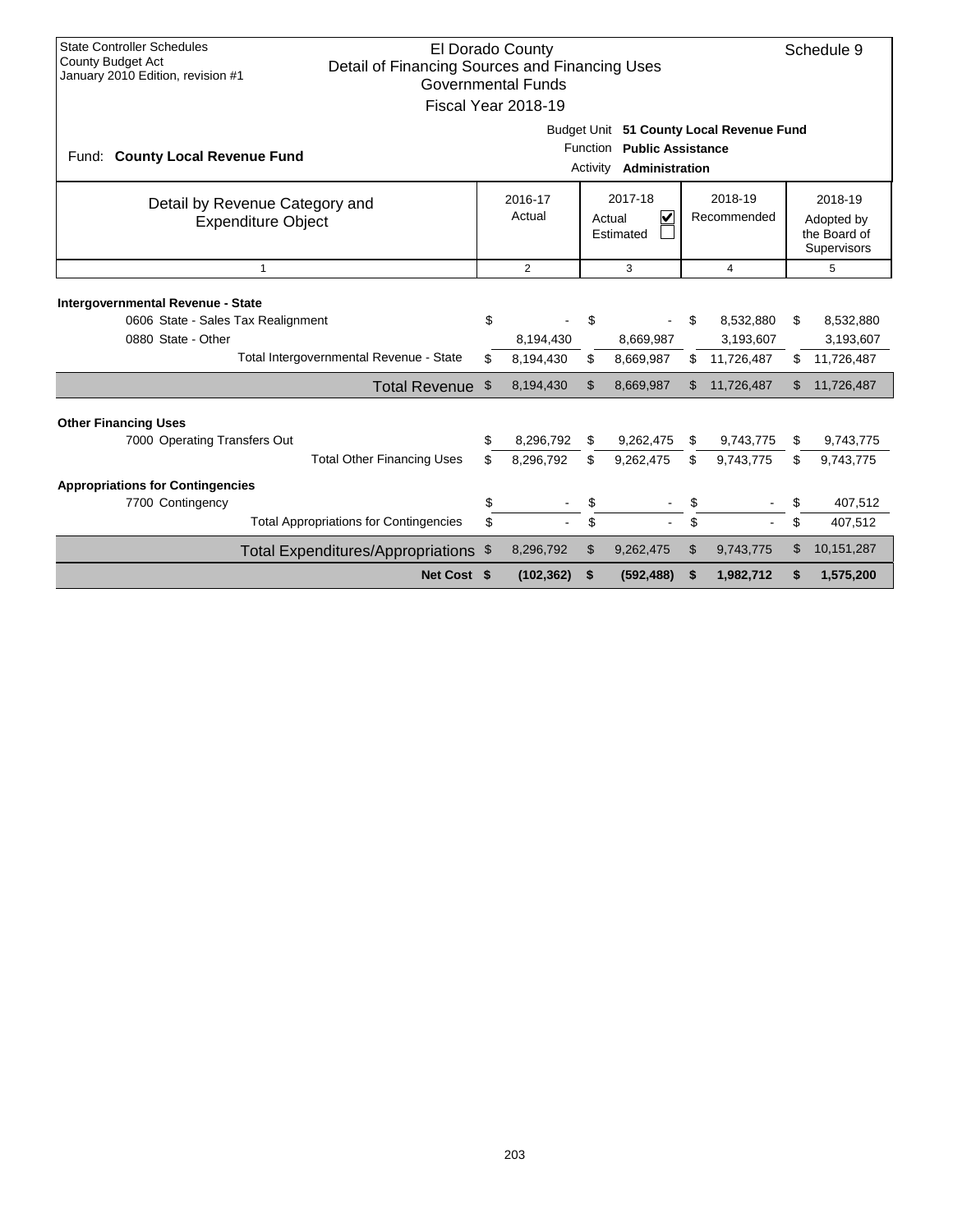State Controller Schedules
County Budget Act
January 2010 Edition, revision #1

# El Dorado County
## Detail of Financing Sources and Financing Uses
### Governmental Funds
### Fiscal Year 2018-19

Schedule 9

Fund: **County Local Revenue Fund**

Budget Unit **51 County Local Revenue Fund**
Function **Public Assistance**
Activity **Administration**

| Detail by Revenue Category and Expenditure Object | 2016-17 Actual | 2017-18 Actual ☑ Estimated ☐ | 2018-19 Recommended | 2018-19 Adopted by the Board of Supervisors |
|---|---|---|---|---|
| 1 | 2 | 3 | 4 | 5 |
| **Intergovernmental Revenue - State** | | | | |
| 0606 State - Sales Tax Realignment | $ - | $ - | $ 8,532,880 | $ 8,532,880 |
| 0880 State - Other | 8,194,430 | 8,669,987 | 3,193,607 | 3,193,607 |
| Total Intergovernmental Revenue - State | $ 8,194,430 | $ 8,669,987 | $ 11,726,487 | $ 11,726,487 |
| Total Revenue | $ 8,194,430 | $ 8,669,987 | $ 11,726,487 | $ 11,726,487 |
| **Other Financing Uses** | | | | |
| 7000 Operating Transfers Out | $ 8,296,792 | $ 9,262,475 | $ 9,743,775 | $ 9,743,775 |
| Total Other Financing Uses | $ 8,296,792 | $ 9,262,475 | $ 9,743,775 | $ 9,743,775 |
| **Appropriations for Contingencies** | | | | |
| 7700 Contingency | $ - | $ - | $ - | $ 407,512 |
| Total Appropriations for Contingencies | $ - | $ - | $ - | $ 407,512 |
| Total Expenditures/Appropriations | $ 8,296,792 | $ 9,262,475 | $ 9,743,775 | $ 10,151,287 |
| **Net Cost** | **$ (102,362)** | **$ (592,488)** | **$ 1,982,712** | **$ 1,575,200** |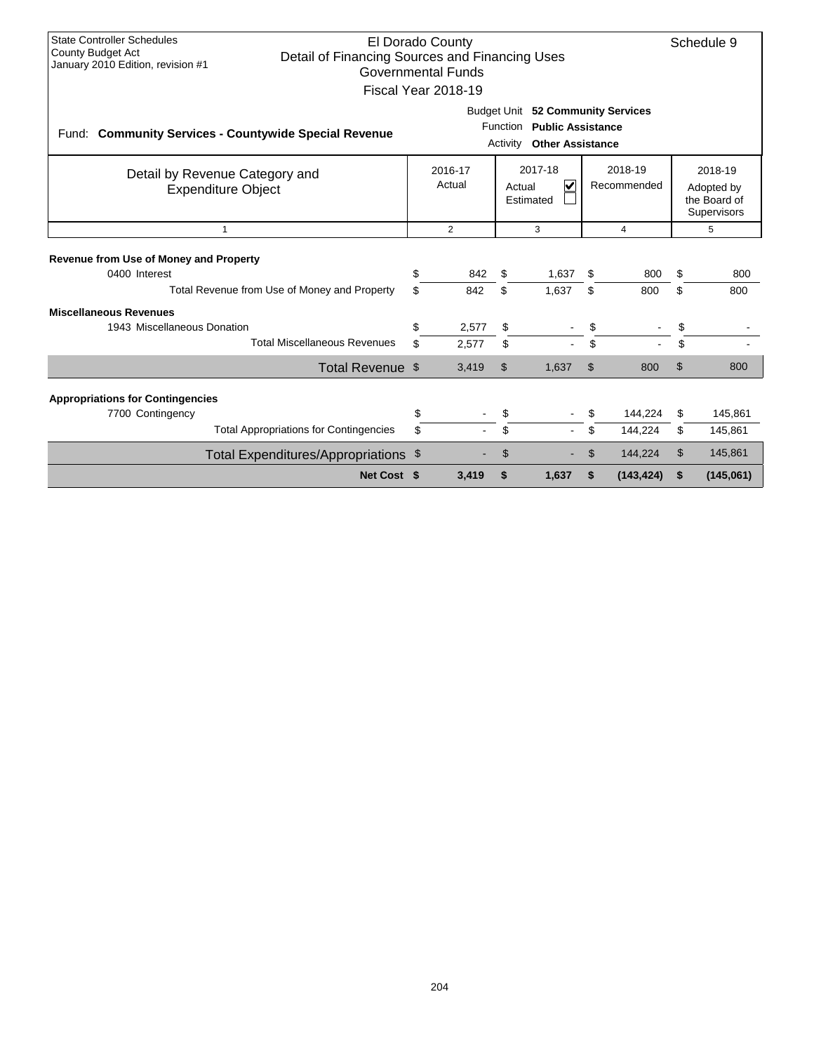State Controller Schedules
County Budget Act
January 2010 Edition, revision #1

# El Dorado County
## Detail of Financing Sources and Financing Uses
### Governmental Funds
### Fiscal Year 2018-19

Schedule 9

Fund: **Community Services - Countywide Special Revenue**

Budget Unit **52 Community Services**
Function **Public Assistance**
Activity **Other Assistance**

| Detail by Revenue Category and Expenditure Object | 2016-17 Actual | 2017-18 Actual ☑ Estimated ☐ | 2018-19 Recommended | 2018-19 Adopted by the Board of Supervisors |
|---|---|---|---|---|
| 1 | 2 | 3 | 4 | 5 |
| **Revenue from Use of Money and Property** | | | | |
| 0400 Interest | $ 842 | $ 1,637 | $ 800 | $ 800 |
| Total Revenue from Use of Money and Property | $ 842 | $ 1,637 | $ 800 | $ 800 |
| **Miscellaneous Revenues** | | | | |
| 1943 Miscellaneous Donation | $ 2,577 | $ - | $ - | $ - |
| Total Miscellaneous Revenues | $ 2,577 | $ - | $ - | $ - |
| Total Revenue | $ 3,419 | $ 1,637 | $ 800 | $ 800 |
| **Appropriations for Contingencies** | | | | |
| 7700 Contingency | $ - | $ - | $ 144,224 | $ 145,861 |
| Total Appropriations for Contingencies | $ - | $ - | $ 144,224 | $ 145,861 |
| Total Expenditures/Appropriations | $ - | $ - | $ 144,224 | $ 145,861 |
| **Net Cost** | **$ 3,419** | **$ 1,637** | **$ (143,424)** | **$ (145,061)** |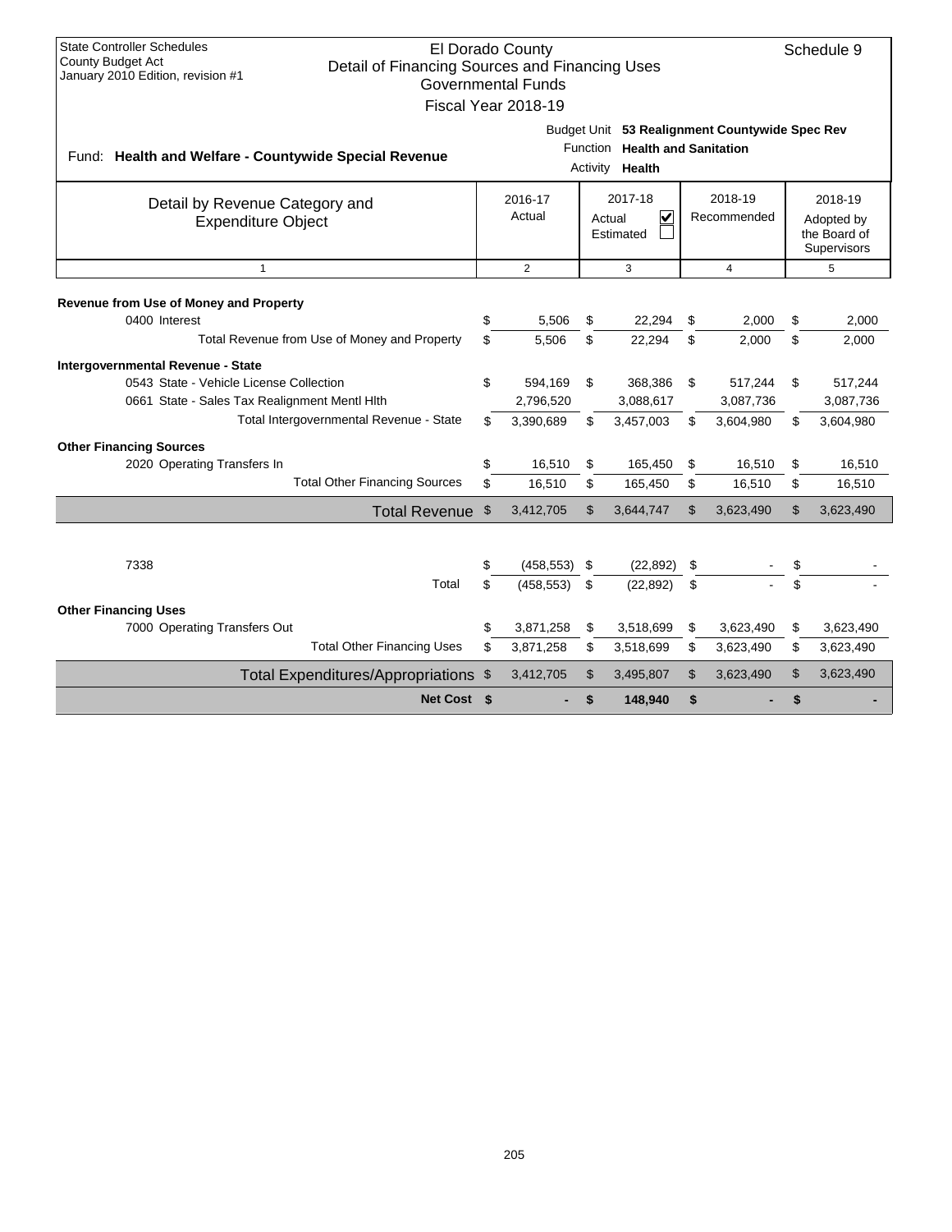State Controller Schedules
County Budget Act
January 2010 Edition, revision #1

# El Dorado County
## Detail of Financing Sources and Financing Uses
### Governmental Funds
### Fiscal Year 2018-19

Schedule 9

Fund: **Health and Welfare - Countywide Special Revenue**

Budget Unit **53 Realignment Countywide Spec Rev**
Function **Health and Sanitation**
Activity **Health**

| Detail by Revenue Category and Expenditure Object | 2016-17 Actual | 2017-18 Actual ☑ Estimated ☐ | 2018-19 Recommended | 2018-19 Adopted by the Board of Supervisors |
|---|---|---|---|---|
| 1 | 2 | 3 | 4 | 5 |
| **Revenue from Use of Money and Property** | | | | |
| 0400 Interest | $ 5,506 | $ 22,294 | $ 2,000 | $ 2,000 |
| Total Revenue from Use of Money and Property | $ 5,506 | $ 22,294 | $ 2,000 | $ 2,000 |
| **Intergovernmental Revenue - State** | | | | |
| 0543 State - Vehicle License Collection | $ 594,169 | $ 368,386 | $ 517,244 | $ 517,244 |
| 0661 State - Sales Tax Realignment Mentl Hlth | 2,796,520 | 3,088,617 | 3,087,736 | 3,087,736 |
| Total Intergovernmental Revenue - State | $ 3,390,689 | $ 3,457,003 | $ 3,604,980 | $ 3,604,980 |
| **Other Financing Sources** | | | | |
| 2020 Operating Transfers In | $ 16,510 | $ 165,450 | $ 16,510 | $ 16,510 |
| Total Other Financing Sources | $ 16,510 | $ 165,450 | $ 16,510 | $ 16,510 |
| Total Revenue | $ 3,412,705 | $ 3,644,747 | $ 3,623,490 | $ 3,623,490 |
| 7338 | $ (458,553) | $ (22,892) | $ - | $ - |
| Total | $ (458,553) | $ (22,892) | $ - | $ - |
| **Other Financing Uses** | | | | |
| 7000 Operating Transfers Out | $ 3,871,258 | $ 3,518,699 | $ 3,623,490 | $ 3,623,490 |
| Total Other Financing Uses | $ 3,871,258 | $ 3,518,699 | $ 3,623,490 | $ 3,623,490 |
| Total Expenditures/Appropriations | $ 3,412,705 | $ 3,495,807 | $ 3,623,490 | $ 3,623,490 |
| **Net Cost** | **$ -** | **$ 148,940** | **$ -** | **$ -** |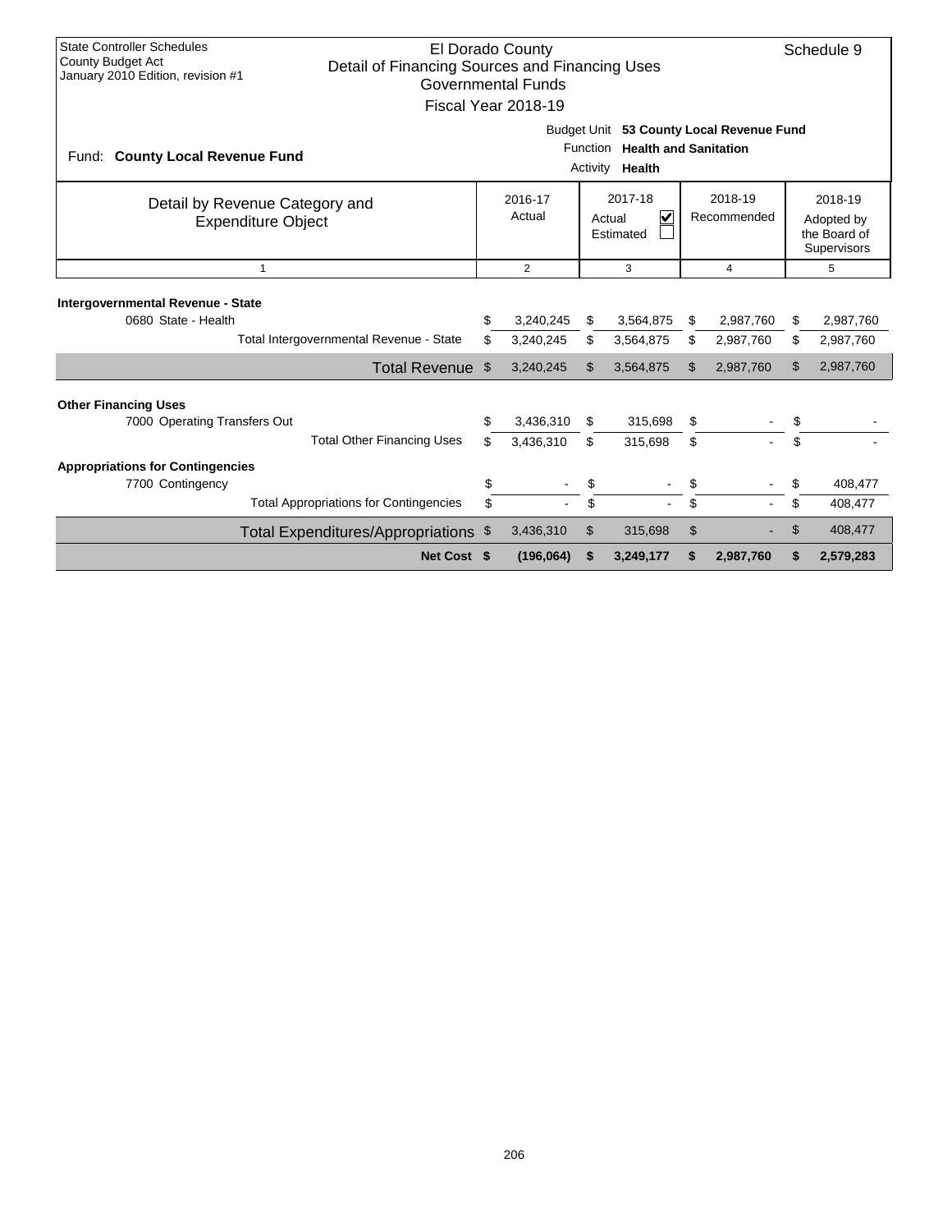State Controller Schedules
County Budget Act
January 2010 Edition, revision #1

# El Dorado County
## Detail of Financing Sources and Financing Uses
### Governmental Funds
### Fiscal Year 2018-19

Schedule 9

Fund: **County Local Revenue Fund**

Budget Unit **53 County Local Revenue Fund**
Function **Health and Sanitation**
Activity **Health**

| Detail by Revenue Category and Expenditure Object | 2016-17 Actual | 2017-18 Actual ☑ Estimated ☐ | 2018-19 Recommended | 2018-19 Adopted by the Board of Supervisors |
|---|---|---|---|---|
| 1 | 2 | 3 | 4 | 5 |
| **Intergovernmental Revenue - State** | | | | |
| 0680 State - Health | $ 3,240,245 | $ 3,564,875 | $ 2,987,760 | $ 2,987,760 |
| Total Intergovernmental Revenue - State | $ 3,240,245 | $ 3,564,875 | $ 2,987,760 | $ 2,987,760 |
| Total Revenue | $ 3,240,245 | $ 3,564,875 | $ 2,987,760 | $ 2,987,760 |
| **Other Financing Uses** | | | | |
| 7000 Operating Transfers Out | $ 3,436,310 | $ 315,698 | $ - | $ - |
| Total Other Financing Uses | $ 3,436,310 | $ 315,698 | $ - | $ - |
| **Appropriations for Contingencies** | | | | |
| 7700 Contingency | $ - | $ - | $ - | $ 408,477 |
| Total Appropriations for Contingencies | $ - | $ - | $ - | $ 408,477 |
| Total Expenditures/Appropriations | $ 3,436,310 | $ 315,698 | $ - | $ 408,477 |
| **Net Cost** | **$ (196,064)** | **$ 3,249,177** | **$ 2,987,760** | **$ 2,579,283** |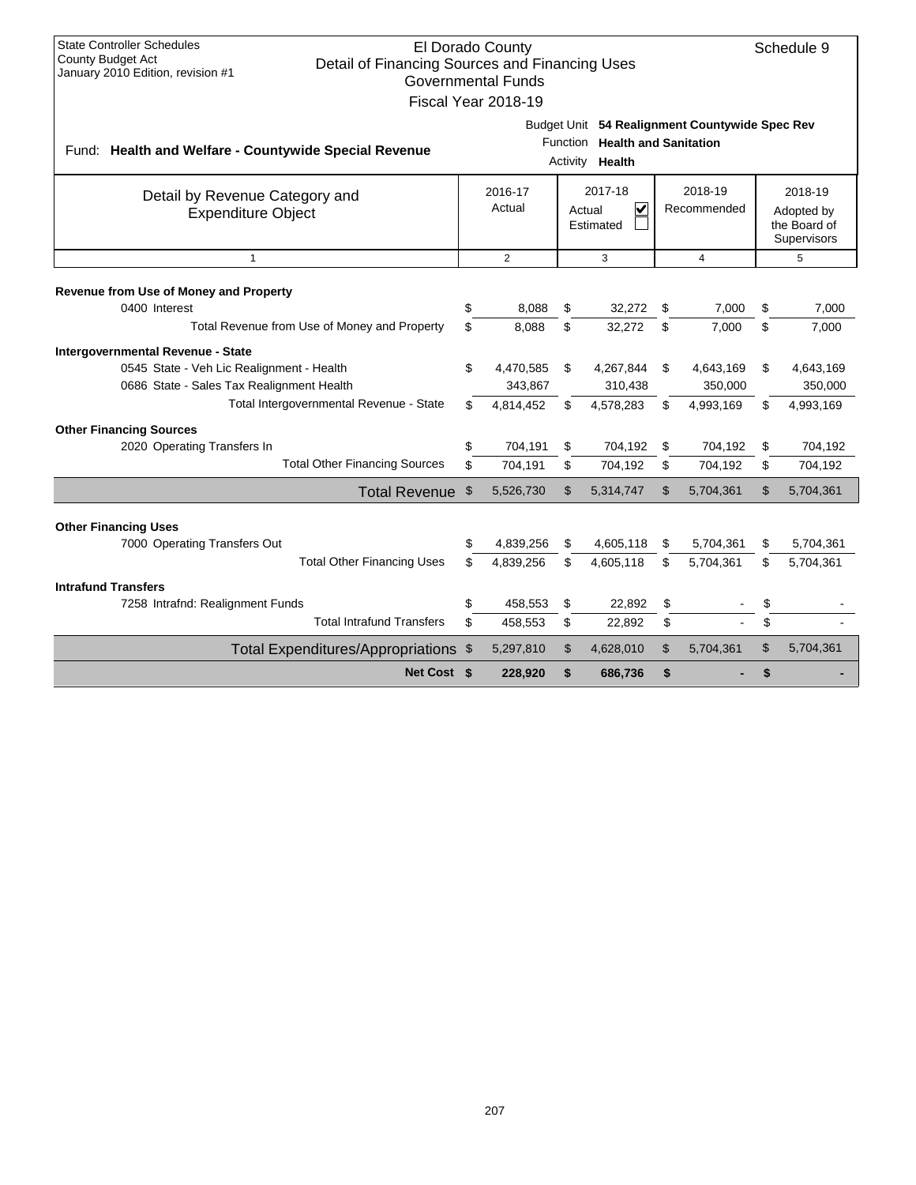State Controller Schedules
County Budget Act
January 2010 Edition, revision #1

# El Dorado County
## Detail of Financing Sources and Financing Uses
### Governmental Funds
### Fiscal Year 2018-19

Schedule 9

Fund: **Health and Welfare - Countywide Special Revenue**

Budget Unit **54 Realignment Countywide Spec Rev**
Function **Health and Sanitation**
Activity **Health**

| Detail by Revenue Category and Expenditure Object | 2016-17 Actual | 2017-18 Actual ☑ / Estimated ☐ | 2018-19 Recommended | 2018-19 Adopted by the Board of Supervisors |
|---|---|---|---|---|
| 1 | 2 | 3 | 4 | 5 |
| **Revenue from Use of Money and Property** | | | | |
| 0400 Interest | $ 8,088 | $ 32,272 | $ 7,000 | $ 7,000 |
| Total Revenue from Use of Money and Property | $ 8,088 | $ 32,272 | $ 7,000 | $ 7,000 |
| **Intergovernmental Revenue - State** | | | | |
| 0545 State - Veh Lic Realignment - Health | $ 4,470,585 | $ 4,267,844 | $ 4,643,169 | $ 4,643,169 |
| 0686 State - Sales Tax Realignment Health | 343,867 | 310,438 | 350,000 | 350,000 |
| Total Intergovernmental Revenue - State | $ 4,814,452 | $ 4,578,283 | $ 4,993,169 | $ 4,993,169 |
| **Other Financing Sources** | | | | |
| 2020 Operating Transfers In | $ 704,191 | $ 704,192 | $ 704,192 | $ 704,192 |
| Total Other Financing Sources | $ 704,191 | $ 704,192 | $ 704,192 | $ 704,192 |
| Total Revenue | $ 5,526,730 | $ 5,314,747 | $ 5,704,361 | $ 5,704,361 |
| **Other Financing Uses** | | | | |
| 7000 Operating Transfers Out | $ 4,839,256 | $ 4,605,118 | $ 5,704,361 | $ 5,704,361 |
| Total Other Financing Uses | $ 4,839,256 | $ 4,605,118 | $ 5,704,361 | $ 5,704,361 |
| **Intrafund Transfers** | | | | |
| 7258 Intrafnd: Realignment Funds | $ 458,553 | $ 22,892 | $ - | $ - |
| Total Intrafund Transfers | $ 458,553 | $ 22,892 | $ - | $ - |
| Total Expenditures/Appropriations | $ 5,297,810 | $ 4,628,010 | $ 5,704,361 | $ 5,704,361 |
| **Net Cost** | **$ 228,920** | **$ 686,736** | **$ -** | **$ -** |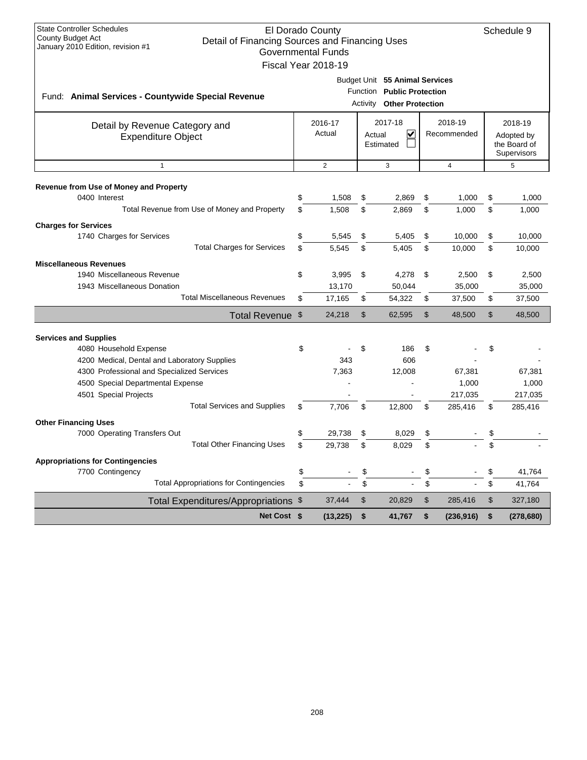State Controller Schedules
County Budget Act
January 2010 Edition, revision #1

# El Dorado County
## Detail of Financing Sources and Financing Uses
### Governmental Funds
### Fiscal Year 2018-19

Schedule 9

Fund: **Animal Services - Countywide Special Revenue**

Budget Unit **55 Animal Services**
Function **Public Protection**
Activity **Other Protection**

| Detail by Revenue Category and Expenditure Object | 2016-17 Actual | 2017-18 Actual ☑ Estimated ☐ | 2018-19 Recommended | 2018-19 Adopted by the Board of Supervisors |
|---|---|---|---|---|
| 1 | 2 | 3 | 4 | 5 |
| **Revenue from Use of Money and Property** | | | | |
| 0400 Interest | $ 1,508 | $ 2,869 | $ 1,000 | $ 1,000 |
| Total Revenue from Use of Money and Property | $ 1,508 | $ 2,869 | $ 1,000 | $ 1,000 |
| **Charges for Services** | | | | |
| 1740 Charges for Services | $ 5,545 | $ 5,405 | $ 10,000 | $ 10,000 |
| Total Charges for Services | $ 5,545 | $ 5,405 | $ 10,000 | $ 10,000 |
| **Miscellaneous Revenues** | | | | |
| 1940 Miscellaneous Revenue | $ 3,995 | $ 4,278 | $ 2,500 | $ 2,500 |
| 1943 Miscellaneous Donation | 13,170 | 50,044 | 35,000 | 35,000 |
| Total Miscellaneous Revenues | $ 17,165 | $ 54,322 | $ 37,500 | $ 37,500 |
| **Total Revenue** | $ 24,218 | $ 62,595 | $ 48,500 | $ 48,500 |
| **Services and Supplies** | | | | |
| 4080 Household Expense | $ - | $ 186 | $ - | $ - |
| 4200 Medical, Dental and Laboratory Supplies | 343 | 606 | - | - |
| 4300 Professional and Specialized Services | 7,363 | 12,008 | 67,381 | 67,381 |
| 4500 Special Departmental Expense | - | - | 1,000 | 1,000 |
| 4501 Special Projects | - | - | 217,035 | 217,035 |
| Total Services and Supplies | $ 7,706 | $ 12,800 | $ 285,416 | $ 285,416 |
| **Other Financing Uses** | | | | |
| 7000 Operating Transfers Out | $ 29,738 | $ 8,029 | $ - | $ - |
| Total Other Financing Uses | $ 29,738 | $ 8,029 | $ - | $ - |
| **Appropriations for Contingencies** | | | | |
| 7700 Contingency | $ - | $ - | $ - | $ 41,764 |
| Total Appropriations for Contingencies | $ - | $ - | $ - | $ 41,764 |
| **Total Expenditures/Appropriations** | $ 37,444 | $ 20,829 | $ 285,416 | $ 327,180 |
| **Net Cost** | **$ (13,225)** | **$ 41,767** | **$ (236,916)** | **$ (278,680)** |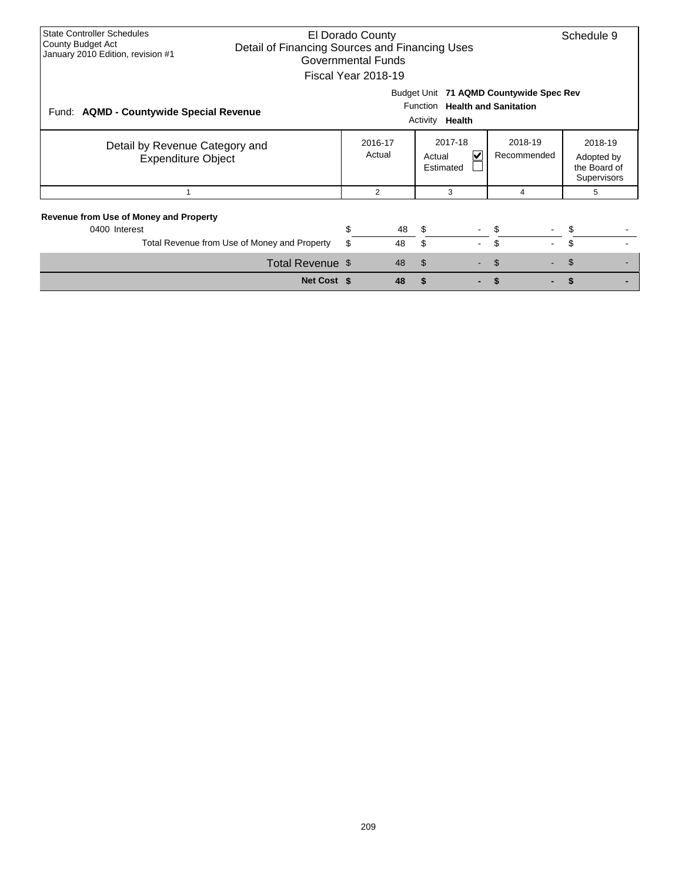State Controller Schedules
County Budget Act
January 2010 Edition, revision #1

# El Dorado County
## Detail of Financing Sources and Financing Uses
### Governmental Funds
### Fiscal Year 2018-19

Schedule 9

Fund: **AQMD - Countywide Special Revenue**

Budget Unit **71 AQMD Countywide Spec Rev**
Function **Health and Sanitation**
Activity **Health**

| Detail by Revenue Category and Expenditure Object | 2016-17 Actual | 2017-18 Actual ☑ Estimated ☐ | 2018-19 Recommended | 2018-19 Adopted by the Board of Supervisors |
|---|---|---|---|---|
| 1 | 2 | 3 | 4 | 5 |
| **Revenue from Use of Money and Property** | | | | |
| 0400 Interest | $ 48 | $ - | $ - | $ - |
| Total Revenue from Use of Money and Property | $ 48 | $ - | $ - | $ - |
| Total Revenue | $ 48 | $ - | $ - | $ - |
| **Net Cost** | **$ 48** | **$ -** | **$ -** | **$ -** |